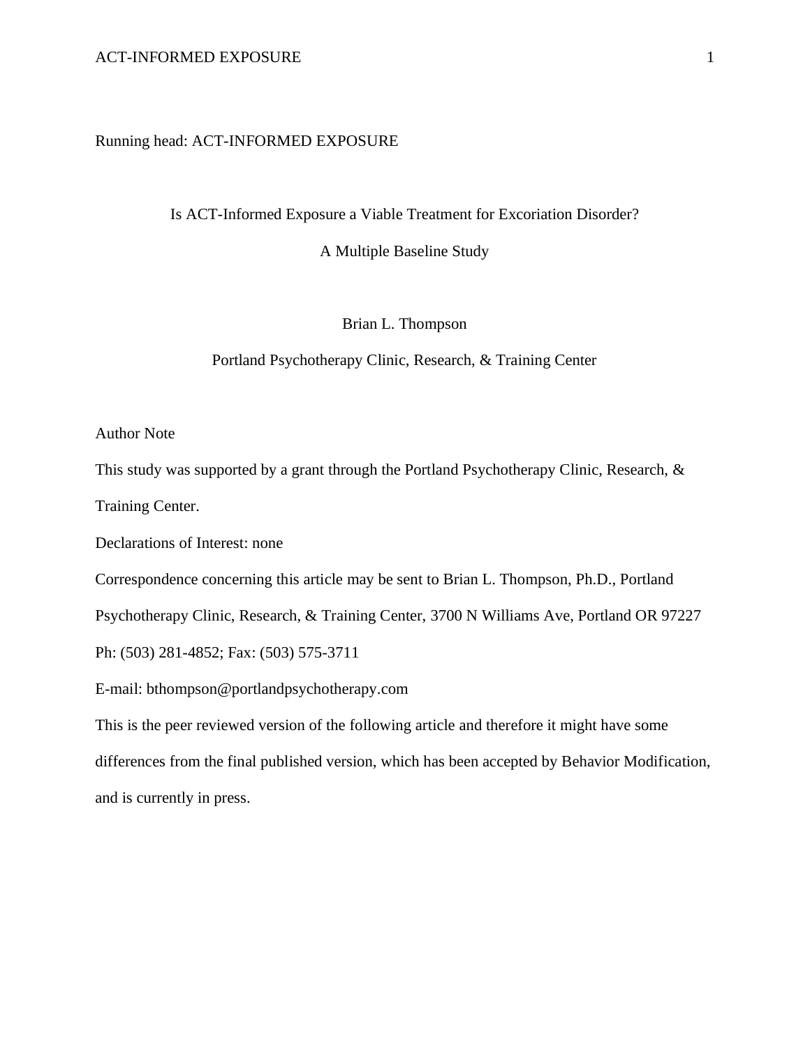Running head: ACT-INFORMED EXPOSURE

# Is ACT-Informed Exposure a Viable Treatment for Excoriation Disorder?

## A Multiple Baseline Study

Brian L. Thompson

Portland Psychotherapy Clinic, Research, & Training Center

Author Note

This study was supported by a grant through the Portland Psychotherapy Clinic, Research, & Training Center.

Declarations of Interest: none

Correspondence concerning this article may be sent to Brian L. Thompson, Ph.D., Portland Psychotherapy Clinic, Research, & Training Center, 3700 N Williams Ave, Portland OR 97227 Ph: (503) 281-4852; Fax: (503) 575-3711

E-mail: bthompson@portlandpsychotherapy.com

This is the peer reviewed version of the following article and therefore it might have some differences from the final published version, which has been accepted by Behavior Modification, and is currently in press.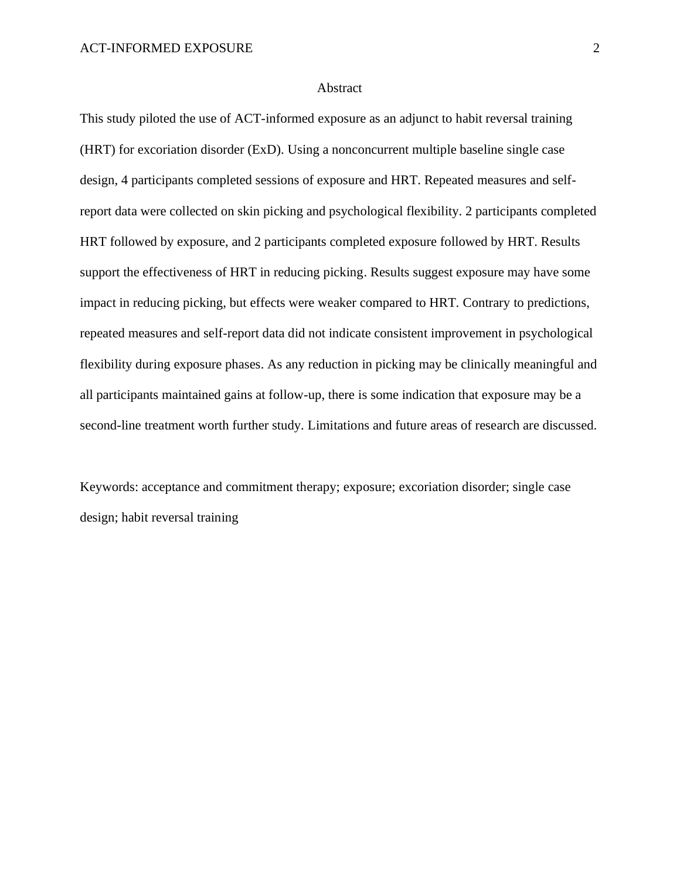# Abstract

This study piloted the use of ACT-informed exposure as an adjunct to habit reversal training (HRT) for excoriation disorder (ExD). Using a nonconcurrent multiple baseline single case design, 4 participants completed sessions of exposure and HRT. Repeated measures and self-report data were collected on skin picking and psychological flexibility. 2 participants completed HRT followed by exposure, and 2 participants completed exposure followed by HRT. Results support the effectiveness of HRT in reducing picking. Results suggest exposure may have some impact in reducing picking, but effects were weaker compared to HRT. Contrary to predictions, repeated measures and self-report data did not indicate consistent improvement in psychological flexibility during exposure phases. As any reduction in picking may be clinically meaningful and all participants maintained gains at follow-up, there is some indication that exposure may be a second-line treatment worth further study. Limitations and future areas of research are discussed.

Keywords: acceptance and commitment therapy; exposure; excoriation disorder; single case design; habit reversal training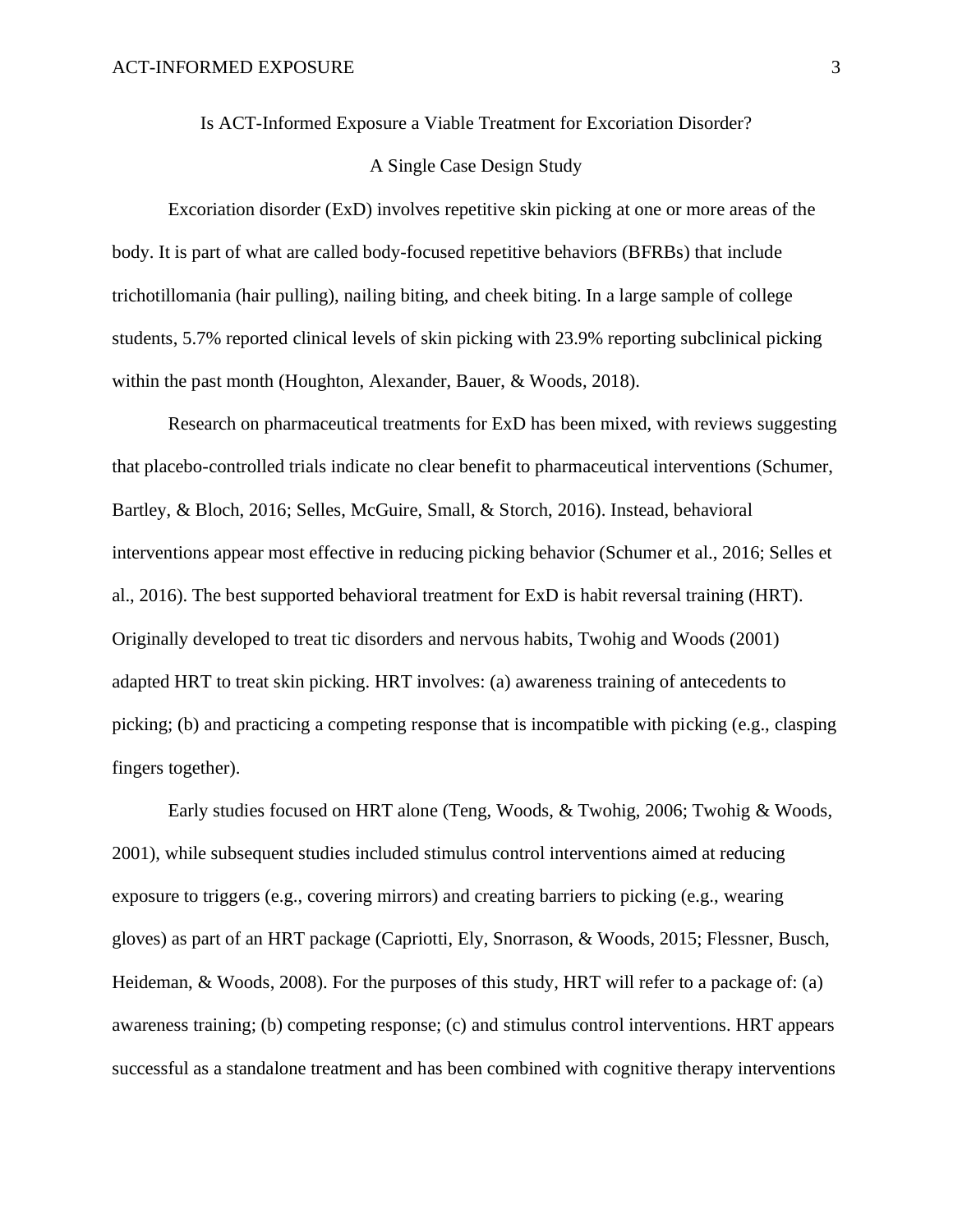# Is ACT-Informed Exposure a Viable Treatment for Excoriation Disorder?

## A Single Case Design Study

Excoriation disorder (ExD) involves repetitive skin picking at one or more areas of the body. It is part of what are called body-focused repetitive behaviors (BFRBs) that include trichotillomania (hair pulling), nailing biting, and cheek biting. In a large sample of college students, 5.7% reported clinical levels of skin picking with 23.9% reporting subclinical picking within the past month (Houghton, Alexander, Bauer, & Woods, 2018).

Research on pharmaceutical treatments for ExD has been mixed, with reviews suggesting that placebo-controlled trials indicate no clear benefit to pharmaceutical interventions (Schumer, Bartley, & Bloch, 2016; Selles, McGuire, Small, & Storch, 2016). Instead, behavioral interventions appear most effective in reducing picking behavior (Schumer et al., 2016; Selles et al., 2016). The best supported behavioral treatment for ExD is habit reversal training (HRT). Originally developed to treat tic disorders and nervous habits, Twohig and Woods (2001) adapted HRT to treat skin picking. HRT involves: (a) awareness training of antecedents to picking; (b) and practicing a competing response that is incompatible with picking (e.g., clasping fingers together).

Early studies focused on HRT alone (Teng, Woods, & Twohig, 2006; Twohig & Woods, 2001), while subsequent studies included stimulus control interventions aimed at reducing exposure to triggers (e.g., covering mirrors) and creating barriers to picking (e.g., wearing gloves) as part of an HRT package (Capriotti, Ely, Snorrason, & Woods, 2015; Flessner, Busch, Heideman, & Woods, 2008). For the purposes of this study, HRT will refer to a package of: (a) awareness training; (b) competing response; (c) and stimulus control interventions. HRT appears successful as a standalone treatment and has been combined with cognitive therapy interventions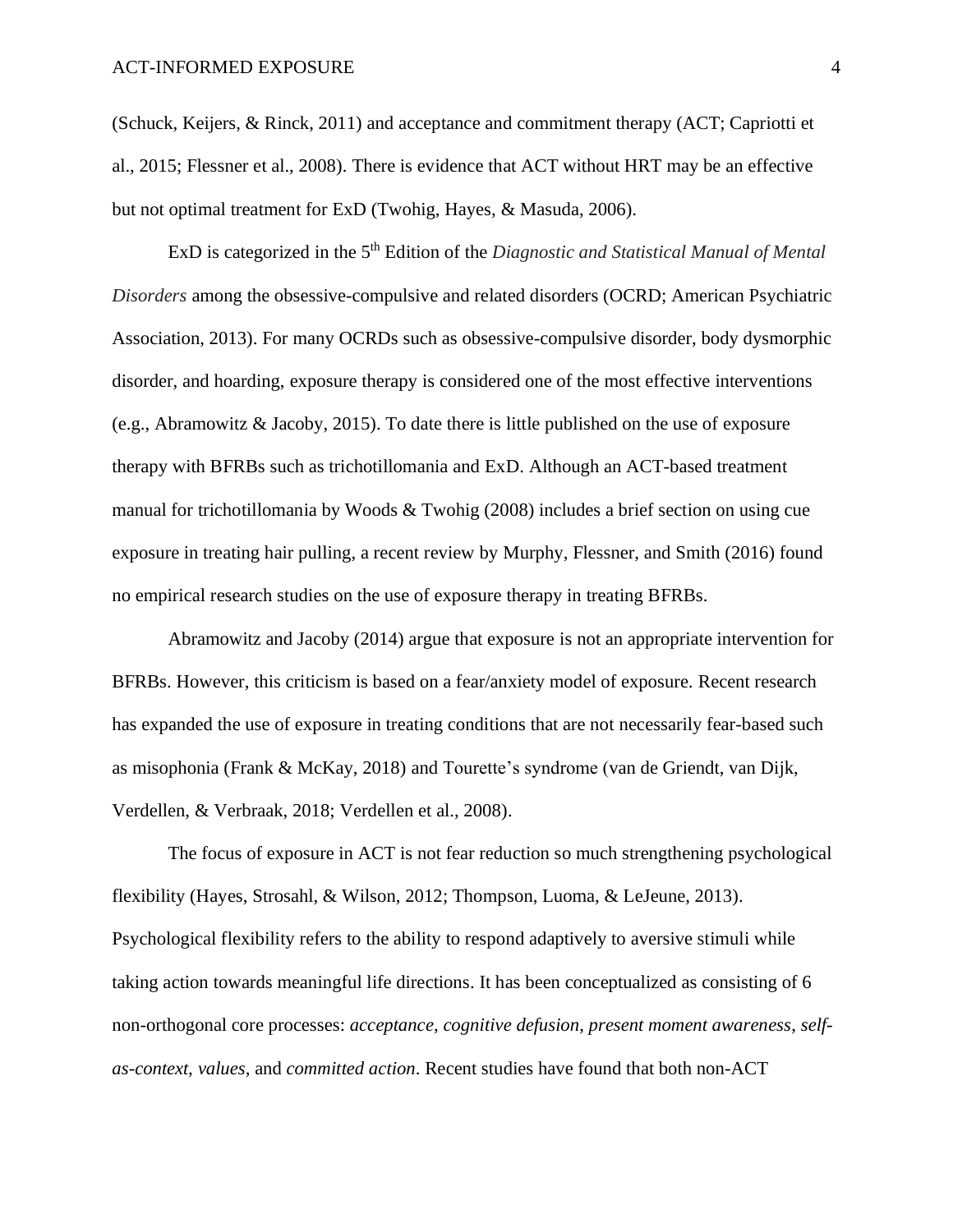(Schuck, Keijers, & Rinck, 2011) and acceptance and commitment therapy (ACT; Capriotti et al., 2015; Flessner et al., 2008). There is evidence that ACT without HRT may be an effective but not optimal treatment for ExD (Twohig, Hayes, & Masuda, 2006).

ExD is categorized in the 5th Edition of the *Diagnostic and Statistical Manual of Mental Disorders* among the obsessive-compulsive and related disorders (OCRD; American Psychiatric Association, 2013). For many OCRDs such as obsessive-compulsive disorder, body dysmorphic disorder, and hoarding, exposure therapy is considered one of the most effective interventions (e.g., Abramowitz & Jacoby, 2015). To date there is little published on the use of exposure therapy with BFRBs such as trichotillomania and ExD. Although an ACT-based treatment manual for trichotillomania by Woods & Twohig (2008) includes a brief section on using cue exposure in treating hair pulling, a recent review by Murphy, Flessner, and Smith (2016) found no empirical research studies on the use of exposure therapy in treating BFRBs.

Abramowitz and Jacoby (2014) argue that exposure is not an appropriate intervention for BFRBs. However, this criticism is based on a fear/anxiety model of exposure. Recent research has expanded the use of exposure in treating conditions that are not necessarily fear-based such as misophonia (Frank & McKay, 2018) and Tourette's syndrome (van de Griendt, van Dijk, Verdellen, & Verbraak, 2018; Verdellen et al., 2008).

The focus of exposure in ACT is not fear reduction so much strengthening psychological flexibility (Hayes, Strosahl, & Wilson, 2012; Thompson, Luoma, & LeJeune, 2013). Psychological flexibility refers to the ability to respond adaptively to aversive stimuli while taking action towards meaningful life directions. It has been conceptualized as consisting of 6 non-orthogonal core processes: *acceptance*, *cognitive defusion*, *present moment awareness*, *self-as-context, values*, and *committed action*. Recent studies have found that both non-ACT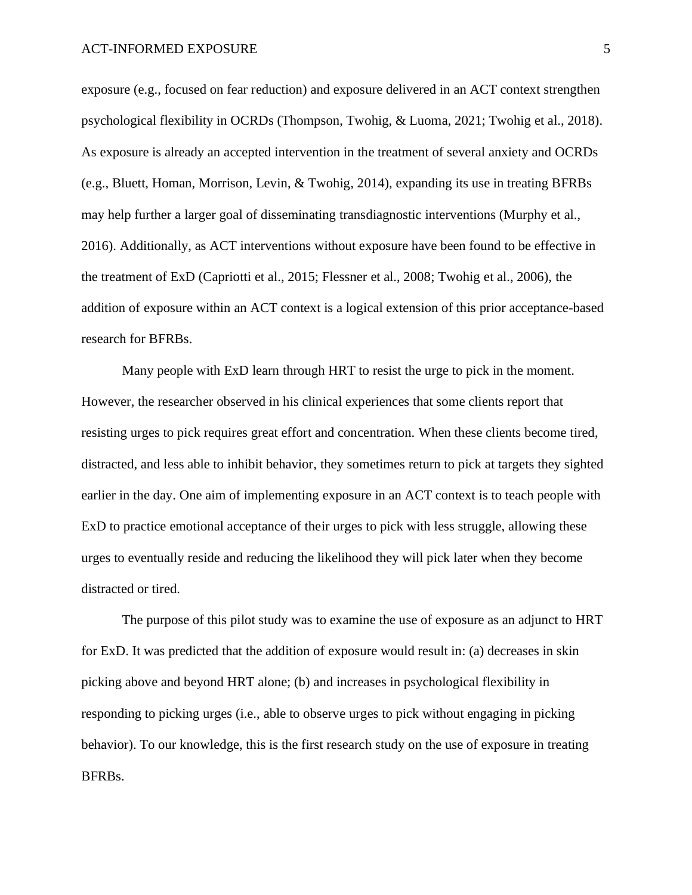exposure (e.g., focused on fear reduction) and exposure delivered in an ACT context strengthen psychological flexibility in OCRDs (Thompson, Twohig, & Luoma, 2021; Twohig et al., 2018). As exposure is already an accepted intervention in the treatment of several anxiety and OCRDs (e.g., Bluett, Homan, Morrison, Levin, & Twohig, 2014), expanding its use in treating BFRBs may help further a larger goal of disseminating transdiagnostic interventions (Murphy et al., 2016). Additionally, as ACT interventions without exposure have been found to be effective in the treatment of ExD (Capriotti et al., 2015; Flessner et al., 2008; Twohig et al., 2006), the addition of exposure within an ACT context is a logical extension of this prior acceptance-based research for BFRBs.

Many people with ExD learn through HRT to resist the urge to pick in the moment. However, the researcher observed in his clinical experiences that some clients report that resisting urges to pick requires great effort and concentration. When these clients become tired, distracted, and less able to inhibit behavior, they sometimes return to pick at targets they sighted earlier in the day. One aim of implementing exposure in an ACT context is to teach people with ExD to practice emotional acceptance of their urges to pick with less struggle, allowing these urges to eventually reside and reducing the likelihood they will pick later when they become distracted or tired.

The purpose of this pilot study was to examine the use of exposure as an adjunct to HRT for ExD. It was predicted that the addition of exposure would result in: (a) decreases in skin picking above and beyond HRT alone; (b) and increases in psychological flexibility in responding to picking urges (i.e., able to observe urges to pick without engaging in picking behavior). To our knowledge, this is the first research study on the use of exposure in treating BFRBs.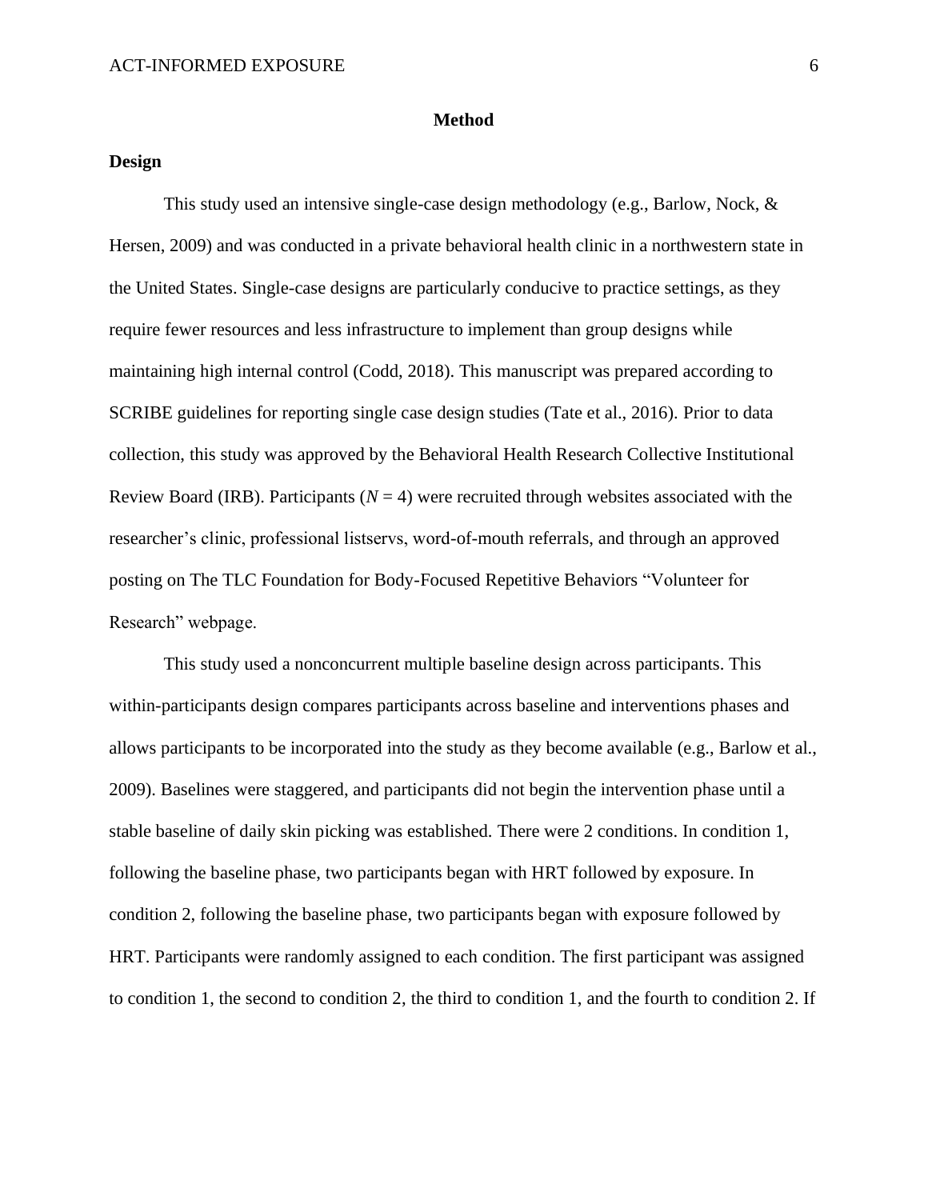## Method

### Design

This study used an intensive single-case design methodology (e.g., Barlow, Nock, & Hersen, 2009) and was conducted in a private behavioral health clinic in a northwestern state in the United States. Single-case designs are particularly conducive to practice settings, as they require fewer resources and less infrastructure to implement than group designs while maintaining high internal control (Codd, 2018). This manuscript was prepared according to SCRIBE guidelines for reporting single case design studies (Tate et al., 2016). Prior to data collection, this study was approved by the Behavioral Health Research Collective Institutional Review Board (IRB). Participants (*N* = 4) were recruited through websites associated with the researcher's clinic, professional listservs, word-of-mouth referrals, and through an approved posting on The TLC Foundation for Body-Focused Repetitive Behaviors "Volunteer for Research" webpage.

This study used a nonconcurrent multiple baseline design across participants. This within-participants design compares participants across baseline and interventions phases and allows participants to be incorporated into the study as they become available (e.g., Barlow et al., 2009). Baselines were staggered, and participants did not begin the intervention phase until a stable baseline of daily skin picking was established. There were 2 conditions. In condition 1, following the baseline phase, two participants began with HRT followed by exposure. In condition 2, following the baseline phase, two participants began with exposure followed by HRT. Participants were randomly assigned to each condition. The first participant was assigned to condition 1, the second to condition 2, the third to condition 1, and the fourth to condition 2. If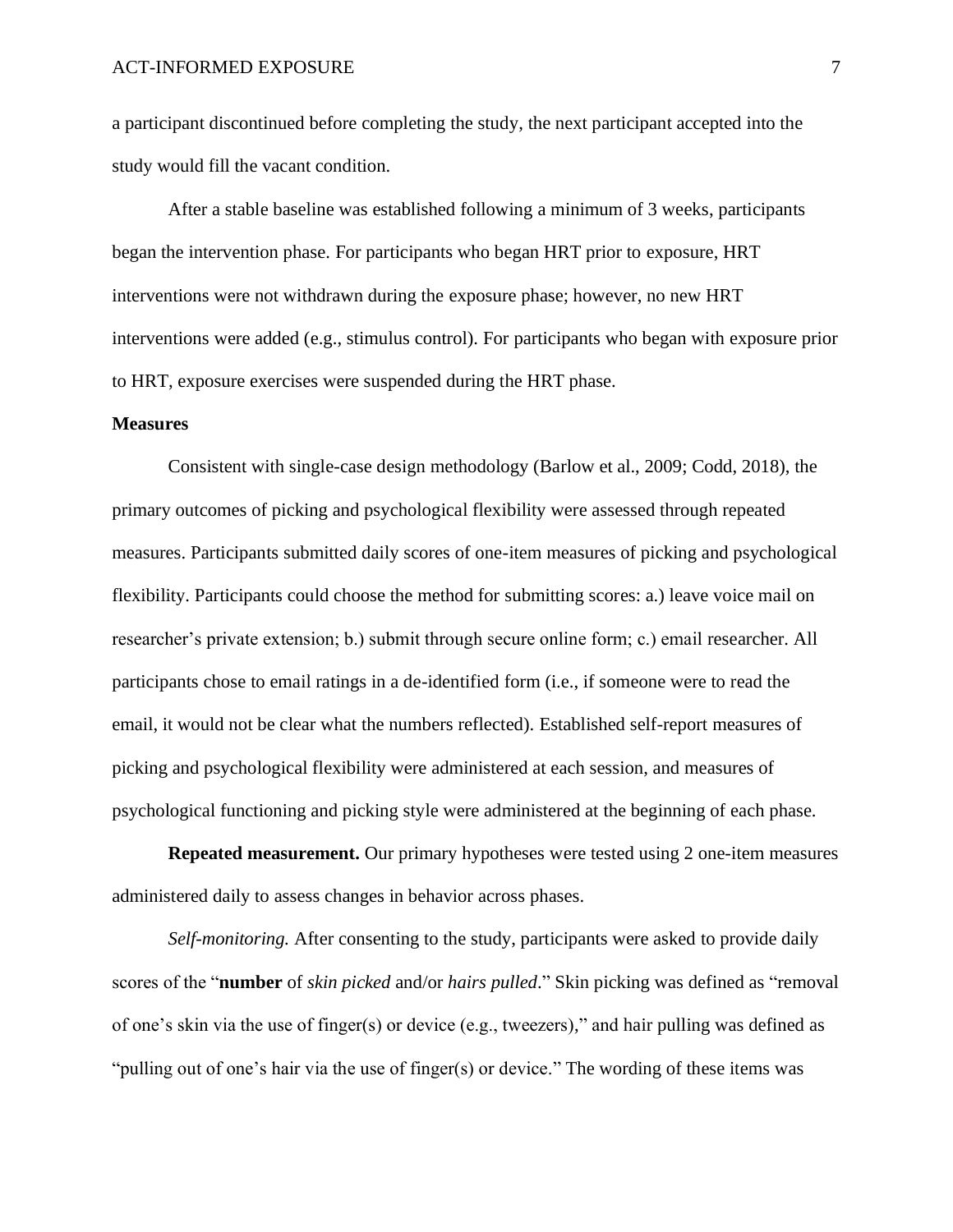a participant discontinued before completing the study, the next participant accepted into the study would fill the vacant condition.

After a stable baseline was established following a minimum of 3 weeks, participants began the intervention phase. For participants who began HRT prior to exposure, HRT interventions were not withdrawn during the exposure phase; however, no new HRT interventions were added (e.g., stimulus control). For participants who began with exposure prior to HRT, exposure exercises were suspended during the HRT phase.

**Measures**

Consistent with single-case design methodology (Barlow et al., 2009; Codd, 2018), the primary outcomes of picking and psychological flexibility were assessed through repeated measures. Participants submitted daily scores of one-item measures of picking and psychological flexibility. Participants could choose the method for submitting scores: a.) leave voice mail on researcher's private extension; b.) submit through secure online form; c.) email researcher. All participants chose to email ratings in a de-identified form (i.e., if someone were to read the email, it would not be clear what the numbers reflected). Established self-report measures of picking and psychological flexibility were administered at each session, and measures of psychological functioning and picking style were administered at the beginning of each phase.

**Repeated measurement.** Our primary hypotheses were tested using 2 one-item measures administered daily to assess changes in behavior across phases.

*Self-monitoring.* After consenting to the study, participants were asked to provide daily scores of the "**number** of *skin picked* and/or *hairs pulled*." Skin picking was defined as "removal of one's skin via the use of finger(s) or device (e.g., tweezers)," and hair pulling was defined as "pulling out of one's hair via the use of finger(s) or device." The wording of these items was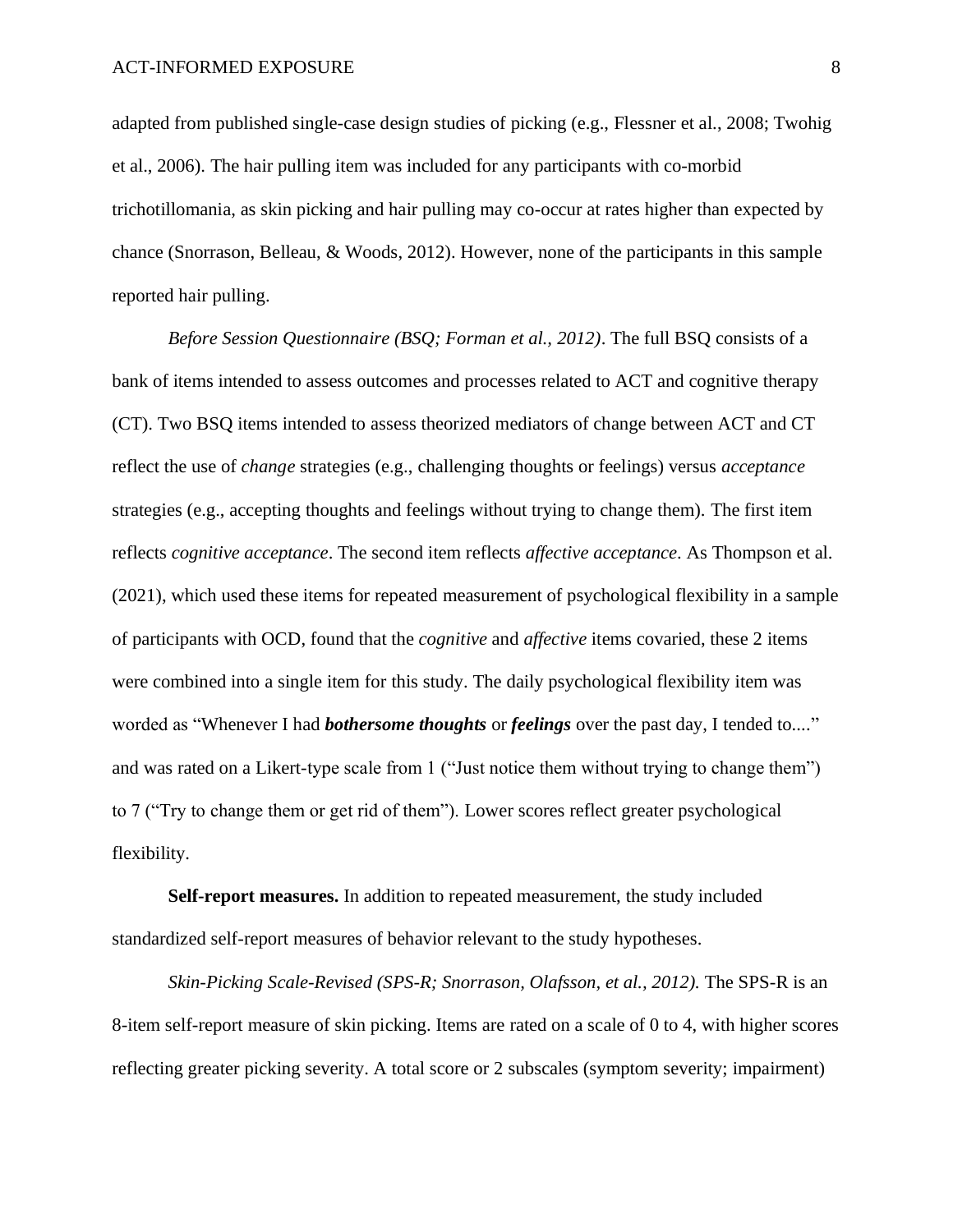adapted from published single-case design studies of picking (e.g., Flessner et al., 2008; Twohig et al., 2006). The hair pulling item was included for any participants with co-morbid trichotillomania, as skin picking and hair pulling may co-occur at rates higher than expected by chance (Snorrason, Belleau, & Woods, 2012). However, none of the participants in this sample reported hair pulling.

*Before Session Questionnaire (BSQ; Forman et al., 2012)*. The full BSQ consists of a bank of items intended to assess outcomes and processes related to ACT and cognitive therapy (CT). Two BSQ items intended to assess theorized mediators of change between ACT and CT reflect the use of *change* strategies (e.g., challenging thoughts or feelings) versus *acceptance* strategies (e.g., accepting thoughts and feelings without trying to change them). The first item reflects *cognitive acceptance*. The second item reflects *affective acceptance*. As Thompson et al. (2021), which used these items for repeated measurement of psychological flexibility in a sample of participants with OCD, found that the *cognitive* and *affective* items covaried, these 2 items were combined into a single item for this study. The daily psychological flexibility item was worded as "Whenever I had ***bothersome thoughts*** or ***feelings*** over the past day, I tended to...." and was rated on a Likert-type scale from 1 ("Just notice them without trying to change them") to 7 ("Try to change them or get rid of them"). Lower scores reflect greater psychological flexibility.

**Self-report measures.** In addition to repeated measurement, the study included standardized self-report measures of behavior relevant to the study hypotheses.

*Skin-Picking Scale-Revised (SPS-R; Snorrason, Olafsson, et al., 2012).* The SPS-R is an 8-item self-report measure of skin picking. Items are rated on a scale of 0 to 4, with higher scores reflecting greater picking severity. A total score or 2 subscales (symptom severity; impairment)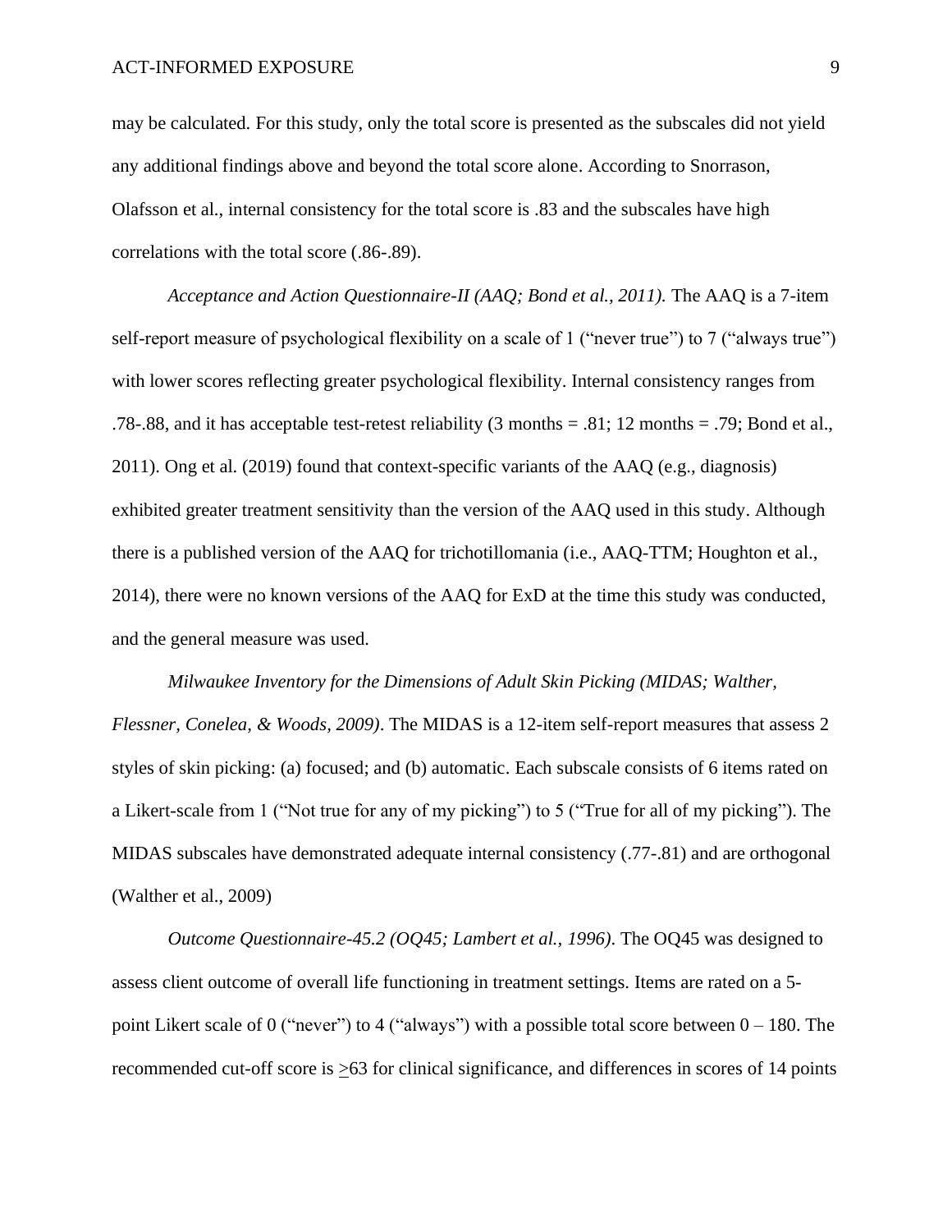may be calculated. For this study, only the total score is presented as the subscales did not yield any additional findings above and beyond the total score alone. According to Snorrason, Olafsson et al., internal consistency for the total score is .83 and the subscales have high correlations with the total score (.86-.89).

*Acceptance and Action Questionnaire-II (AAQ; Bond et al., 2011).* The AAQ is a 7-item self-report measure of psychological flexibility on a scale of 1 ("never true") to 7 ("always true") with lower scores reflecting greater psychological flexibility. Internal consistency ranges from .78-.88, and it has acceptable test-retest reliability (3 months = .81; 12 months = .79; Bond et al., 2011). Ong et al. (2019) found that context-specific variants of the AAQ (e.g., diagnosis) exhibited greater treatment sensitivity than the version of the AAQ used in this study. Although there is a published version of the AAQ for trichotillomania (i.e., AAQ-TTM; Houghton et al., 2014), there were no known versions of the AAQ for ExD at the time this study was conducted, and the general measure was used.

*Milwaukee Inventory for the Dimensions of Adult Skin Picking (MIDAS; Walther, Flessner, Conelea, & Woods, 2009)*. The MIDAS is a 12-item self-report measures that assess 2 styles of skin picking: (a) focused; and (b) automatic. Each subscale consists of 6 items rated on a Likert-scale from 1 ("Not true for any of my picking") to 5 ("True for all of my picking"). The MIDAS subscales have demonstrated adequate internal consistency (.77-.81) and are orthogonal (Walther et al., 2009)

*Outcome Questionnaire-45.2 (OQ45; Lambert et al., 1996)*. The OQ45 was designed to assess client outcome of overall life functioning in treatment settings. Items are rated on a 5-point Likert scale of 0 ("never") to 4 ("always") with a possible total score between 0 – 180. The recommended cut-off score is $\geq$63 for clinical significance, and differences in scores of 14 points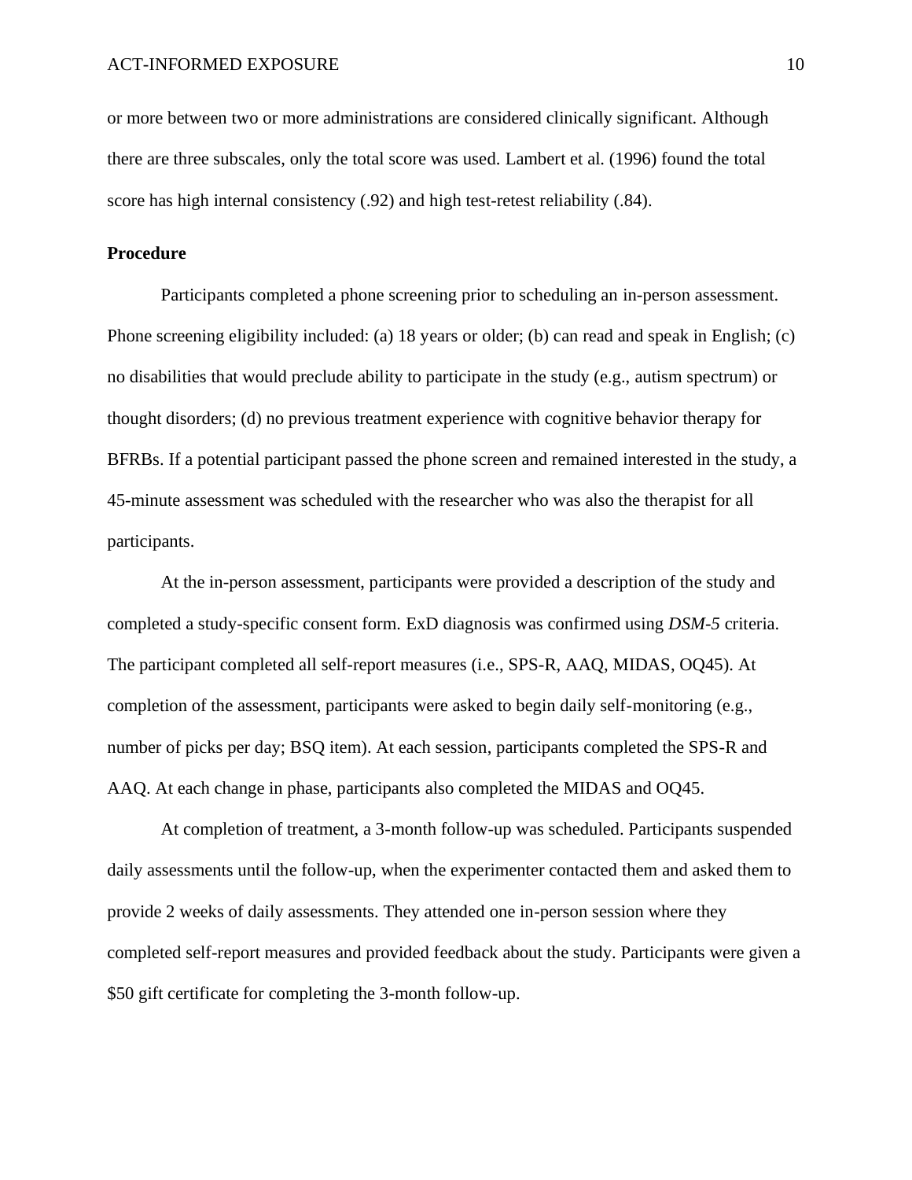or more between two or more administrations are considered clinically significant. Although there are three subscales, only the total score was used. Lambert et al. (1996) found the total score has high internal consistency (.92) and high test-retest reliability (.84).

### Procedure

Participants completed a phone screening prior to scheduling an in-person assessment. Phone screening eligibility included: (a) 18 years or older; (b) can read and speak in English; (c) no disabilities that would preclude ability to participate in the study (e.g., autism spectrum) or thought disorders; (d) no previous treatment experience with cognitive behavior therapy for BFRBs. If a potential participant passed the phone screen and remained interested in the study, a 45-minute assessment was scheduled with the researcher who was also the therapist for all participants.

At the in-person assessment, participants were provided a description of the study and completed a study-specific consent form. ExD diagnosis was confirmed using *DSM-5* criteria. The participant completed all self-report measures (i.e., SPS-R, AAQ, MIDAS, OQ45). At completion of the assessment, participants were asked to begin daily self-monitoring (e.g., number of picks per day; BSQ item). At each session, participants completed the SPS-R and AAQ. At each change in phase, participants also completed the MIDAS and OQ45.

At completion of treatment, a 3-month follow-up was scheduled. Participants suspended daily assessments until the follow-up, when the experimenter contacted them and asked them to provide 2 weeks of daily assessments. They attended one in-person session where they completed self-report measures and provided feedback about the study. Participants were given a $50 gift certificate for completing the 3-month follow-up.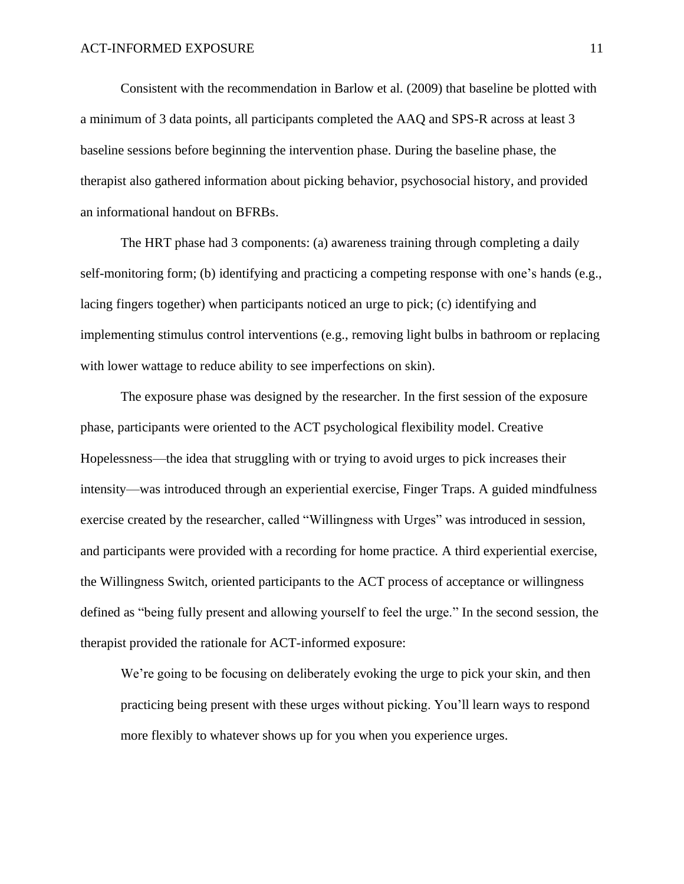Consistent with the recommendation in Barlow et al. (2009) that baseline be plotted with a minimum of 3 data points, all participants completed the AAQ and SPS-R across at least 3 baseline sessions before beginning the intervention phase. During the baseline phase, the therapist also gathered information about picking behavior, psychosocial history, and provided an informational handout on BFRBs.

The HRT phase had 3 components: (a) awareness training through completing a daily self-monitoring form; (b) identifying and practicing a competing response with one's hands (e.g., lacing fingers together) when participants noticed an urge to pick; (c) identifying and implementing stimulus control interventions (e.g., removing light bulbs in bathroom or replacing with lower wattage to reduce ability to see imperfections on skin).

The exposure phase was designed by the researcher. In the first session of the exposure phase, participants were oriented to the ACT psychological flexibility model. Creative Hopelessness—the idea that struggling with or trying to avoid urges to pick increases their intensity—was introduced through an experiential exercise, Finger Traps. A guided mindfulness exercise created by the researcher, called "Willingness with Urges" was introduced in session, and participants were provided with a recording for home practice. A third experiential exercise, the Willingness Switch, oriented participants to the ACT process of acceptance or willingness defined as "being fully present and allowing yourself to feel the urge." In the second session, the therapist provided the rationale for ACT-informed exposure:

> We're going to be focusing on deliberately evoking the urge to pick your skin, and then practicing being present with these urges without picking. You'll learn ways to respond more flexibly to whatever shows up for you when you experience urges.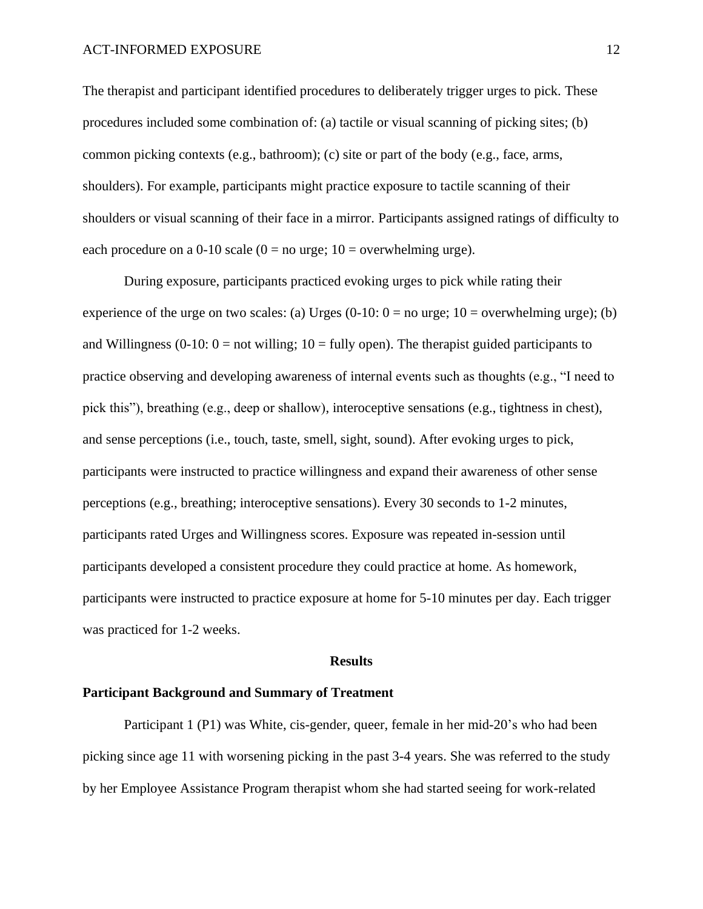The therapist and participant identified procedures to deliberately trigger urges to pick. These procedures included some combination of: (a) tactile or visual scanning of picking sites; (b) common picking contexts (e.g., bathroom); (c) site or part of the body (e.g., face, arms, shoulders). For example, participants might practice exposure to tactile scanning of their shoulders or visual scanning of their face in a mirror. Participants assigned ratings of difficulty to each procedure on a 0-10 scale (0 = no urge; 10 = overwhelming urge).

During exposure, participants practiced evoking urges to pick while rating their experience of the urge on two scales: (a) Urges (0-10: 0 = no urge; 10 = overwhelming urge); (b) and Willingness (0-10: 0 = not willing; 10 = fully open). The therapist guided participants to practice observing and developing awareness of internal events such as thoughts (e.g., "I need to pick this"), breathing (e.g., deep or shallow), interoceptive sensations (e.g., tightness in chest), and sense perceptions (i.e., touch, taste, smell, sight, sound). After evoking urges to pick, participants were instructed to practice willingness and expand their awareness of other sense perceptions (e.g., breathing; interoceptive sensations). Every 30 seconds to 1-2 minutes, participants rated Urges and Willingness scores. Exposure was repeated in-session until participants developed a consistent procedure they could practice at home. As homework, participants were instructed to practice exposure at home for 5-10 minutes per day. Each trigger was practiced for 1-2 weeks.

# Results

## Participant Background and Summary of Treatment

Participant 1 (P1) was White, cis-gender, queer, female in her mid-20's who had been picking since age 11 with worsening picking in the past 3-4 years. She was referred to the study by her Employee Assistance Program therapist whom she had started seeing for work-related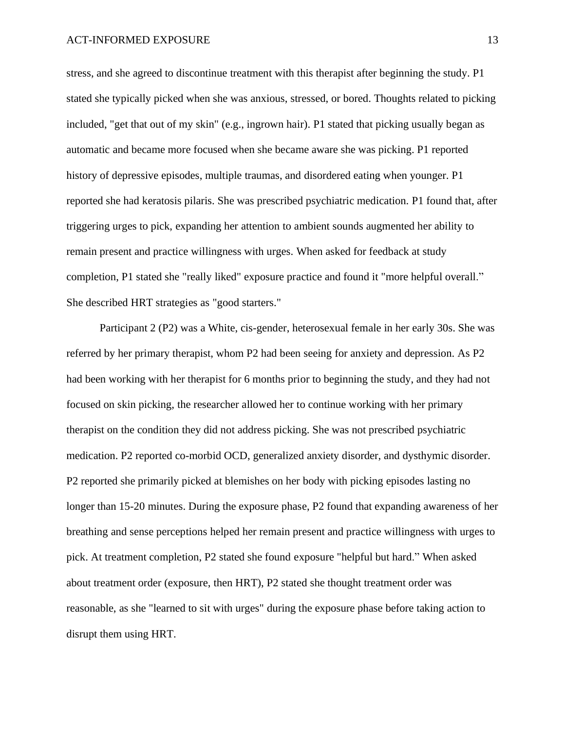stress, and she agreed to discontinue treatment with this therapist after beginning the study. P1 stated she typically picked when she was anxious, stressed, or bored. Thoughts related to picking included, "get that out of my skin" (e.g., ingrown hair). P1 stated that picking usually began as automatic and became more focused when she became aware she was picking. P1 reported history of depressive episodes, multiple traumas, and disordered eating when younger. P1 reported she had keratosis pilaris. She was prescribed psychiatric medication. P1 found that, after triggering urges to pick, expanding her attention to ambient sounds augmented her ability to remain present and practice willingness with urges. When asked for feedback at study completion, P1 stated she "really liked" exposure practice and found it "more helpful overall." She described HRT strategies as "good starters."

Participant 2 (P2) was a White, cis-gender, heterosexual female in her early 30s. She was referred by her primary therapist, whom P2 had been seeing for anxiety and depression. As P2 had been working with her therapist for 6 months prior to beginning the study, and they had not focused on skin picking, the researcher allowed her to continue working with her primary therapist on the condition they did not address picking. She was not prescribed psychiatric medication. P2 reported co-morbid OCD, generalized anxiety disorder, and dysthymic disorder. P2 reported she primarily picked at blemishes on her body with picking episodes lasting no longer than 15-20 minutes. During the exposure phase, P2 found that expanding awareness of her breathing and sense perceptions helped her remain present and practice willingness with urges to pick. At treatment completion, P2 stated she found exposure "helpful but hard." When asked about treatment order (exposure, then HRT), P2 stated she thought treatment order was reasonable, as she "learned to sit with urges" during the exposure phase before taking action to disrupt them using HRT.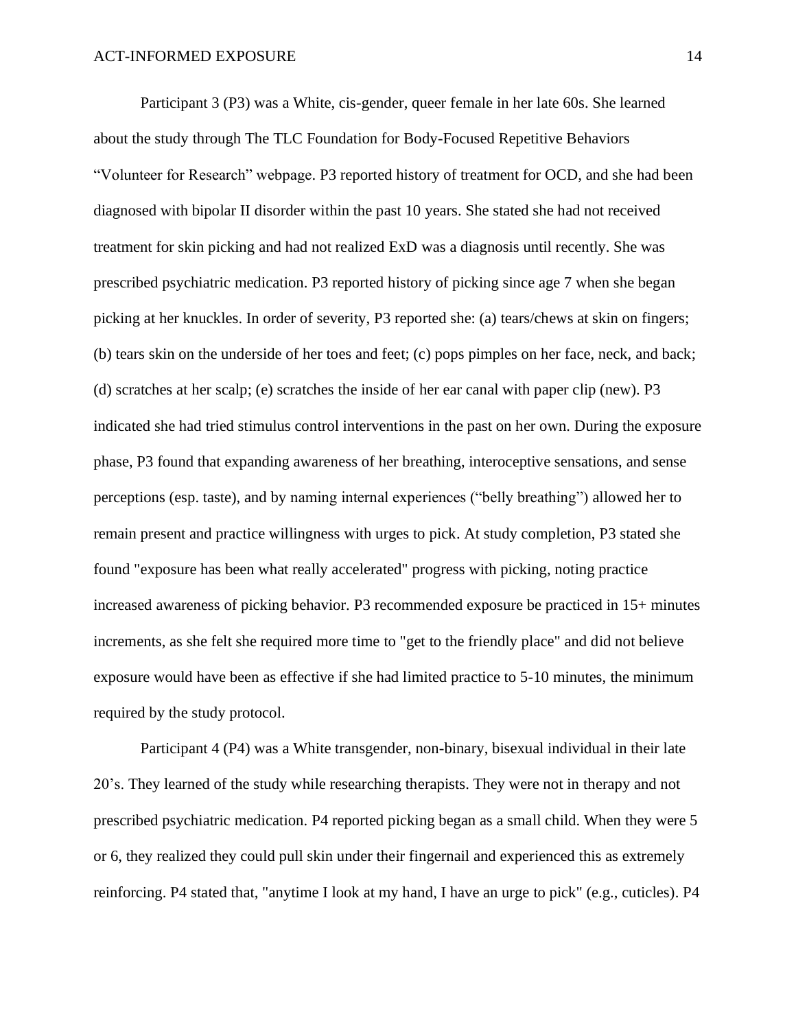Participant 3 (P3) was a White, cis-gender, queer female in her late 60s. She learned about the study through The TLC Foundation for Body-Focused Repetitive Behaviors "Volunteer for Research" webpage. P3 reported history of treatment for OCD, and she had been diagnosed with bipolar II disorder within the past 10 years. She stated she had not received treatment for skin picking and had not realized ExD was a diagnosis until recently. She was prescribed psychiatric medication. P3 reported history of picking since age 7 when she began picking at her knuckles. In order of severity, P3 reported she: (a) tears/chews at skin on fingers; (b) tears skin on the underside of her toes and feet; (c) pops pimples on her face, neck, and back; (d) scratches at her scalp; (e) scratches the inside of her ear canal with paper clip (new). P3 indicated she had tried stimulus control interventions in the past on her own. During the exposure phase, P3 found that expanding awareness of her breathing, interoceptive sensations, and sense perceptions (esp. taste), and by naming internal experiences ("belly breathing") allowed her to remain present and practice willingness with urges to pick. At study completion, P3 stated she found "exposure has been what really accelerated" progress with picking, noting practice increased awareness of picking behavior. P3 recommended exposure be practiced in 15+ minutes increments, as she felt she required more time to "get to the friendly place" and did not believe exposure would have been as effective if she had limited practice to 5-10 minutes, the minimum required by the study protocol.

Participant 4 (P4) was a White transgender, non-binary, bisexual individual in their late 20's. They learned of the study while researching therapists. They were not in therapy and not prescribed psychiatric medication. P4 reported picking began as a small child. When they were 5 or 6, they realized they could pull skin under their fingernail and experienced this as extremely reinforcing. P4 stated that, "anytime I look at my hand, I have an urge to pick" (e.g., cuticles). P4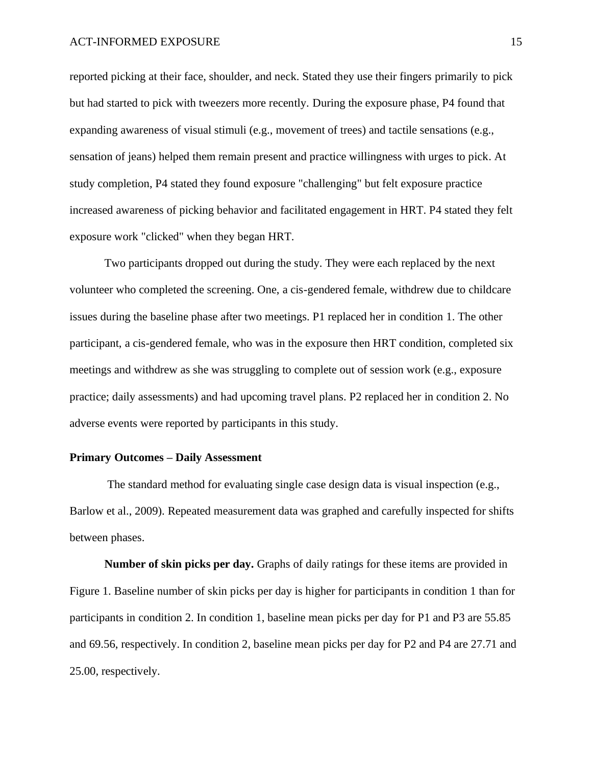reported picking at their face, shoulder, and neck. Stated they use their fingers primarily to pick but had started to pick with tweezers more recently. During the exposure phase, P4 found that expanding awareness of visual stimuli (e.g., movement of trees) and tactile sensations (e.g., sensation of jeans) helped them remain present and practice willingness with urges to pick. At study completion, P4 stated they found exposure "challenging" but felt exposure practice increased awareness of picking behavior and facilitated engagement in HRT. P4 stated they felt exposure work "clicked" when they began HRT.

Two participants dropped out during the study. They were each replaced by the next volunteer who completed the screening. One, a cis-gendered female, withdrew due to childcare issues during the baseline phase after two meetings. P1 replaced her in condition 1. The other participant, a cis-gendered female, who was in the exposure then HRT condition, completed six meetings and withdrew as she was struggling to complete out of session work (e.g., exposure practice; daily assessments) and had upcoming travel plans. P2 replaced her in condition 2. No adverse events were reported by participants in this study.

**Primary Outcomes – Daily Assessment**

The standard method for evaluating single case design data is visual inspection (e.g., Barlow et al., 2009). Repeated measurement data was graphed and carefully inspected for shifts between phases.

**Number of skin picks per day.** Graphs of daily ratings for these items are provided in Figure 1. Baseline number of skin picks per day is higher for participants in condition 1 than for participants in condition 2. In condition 1, baseline mean picks per day for P1 and P3 are 55.85 and 69.56, respectively. In condition 2, baseline mean picks per day for P2 and P4 are 27.71 and 25.00, respectively.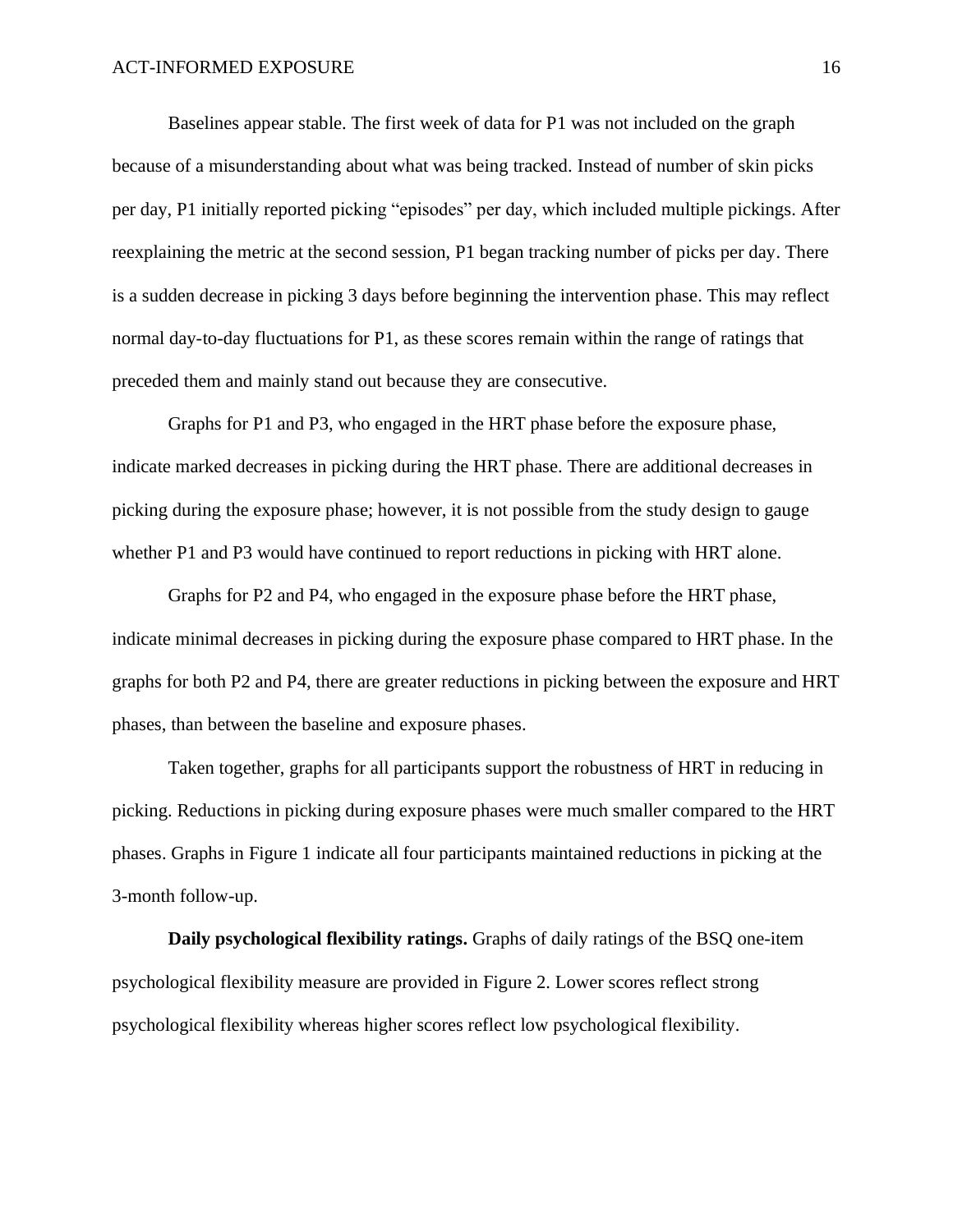Baselines appear stable. The first week of data for P1 was not included on the graph because of a misunderstanding about what was being tracked. Instead of number of skin picks per day, P1 initially reported picking "episodes" per day, which included multiple pickings. After reexplaining the metric at the second session, P1 began tracking number of picks per day. There is a sudden decrease in picking 3 days before beginning the intervention phase. This may reflect normal day-to-day fluctuations for P1, as these scores remain within the range of ratings that preceded them and mainly stand out because they are consecutive.

Graphs for P1 and P3, who engaged in the HRT phase before the exposure phase, indicate marked decreases in picking during the HRT phase. There are additional decreases in picking during the exposure phase; however, it is not possible from the study design to gauge whether P1 and P3 would have continued to report reductions in picking with HRT alone.

Graphs for P2 and P4, who engaged in the exposure phase before the HRT phase, indicate minimal decreases in picking during the exposure phase compared to HRT phase. In the graphs for both P2 and P4, there are greater reductions in picking between the exposure and HRT phases, than between the baseline and exposure phases.

Taken together, graphs for all participants support the robustness of HRT in reducing in picking. Reductions in picking during exposure phases were much smaller compared to the HRT phases. Graphs in Figure 1 indicate all four participants maintained reductions in picking at the 3-month follow-up.

**Daily psychological flexibility ratings.** Graphs of daily ratings of the BSQ one-item psychological flexibility measure are provided in Figure 2. Lower scores reflect strong psychological flexibility whereas higher scores reflect low psychological flexibility.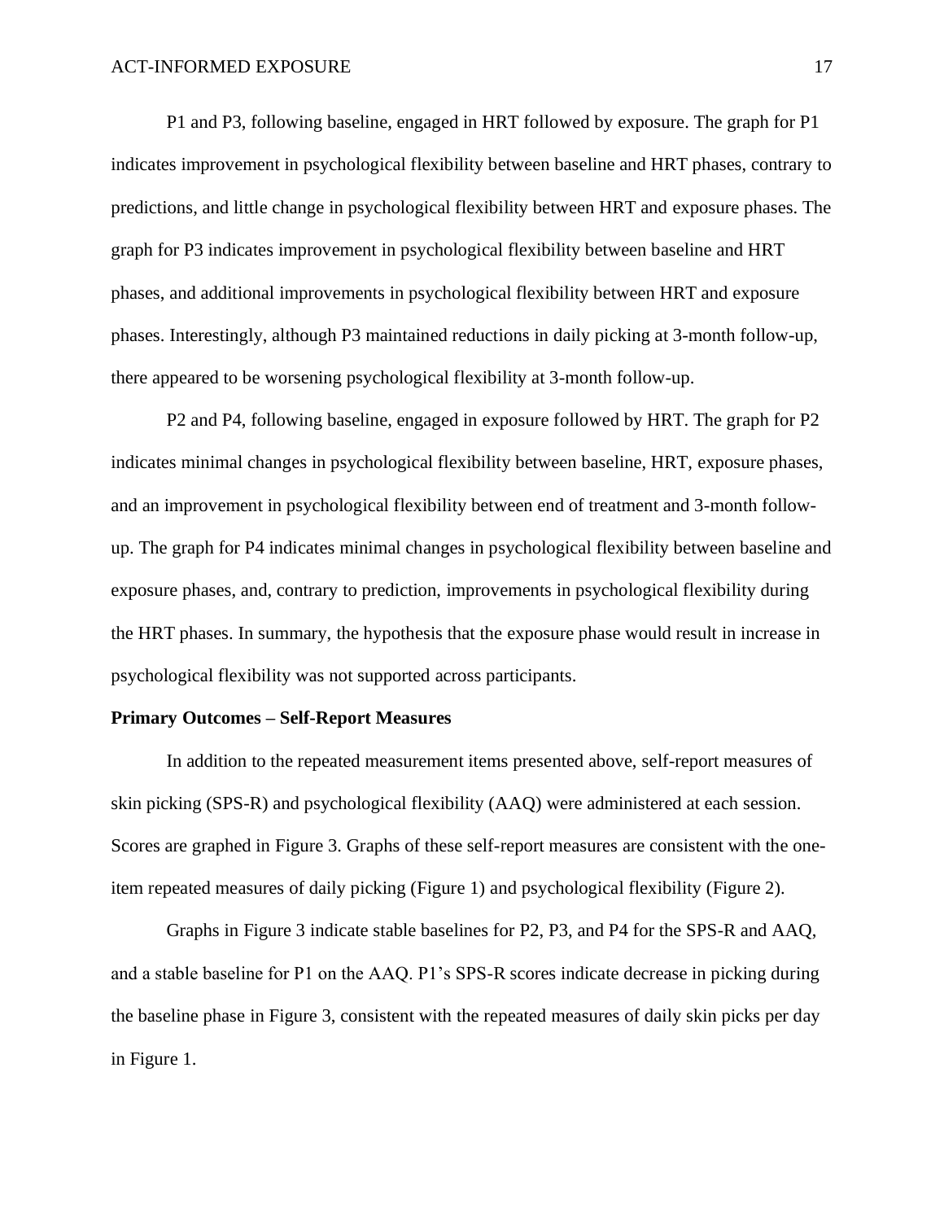P1 and P3, following baseline, engaged in HRT followed by exposure. The graph for P1 indicates improvement in psychological flexibility between baseline and HRT phases, contrary to predictions, and little change in psychological flexibility between HRT and exposure phases. The graph for P3 indicates improvement in psychological flexibility between baseline and HRT phases, and additional improvements in psychological flexibility between HRT and exposure phases. Interestingly, although P3 maintained reductions in daily picking at 3-month follow-up, there appeared to be worsening psychological flexibility at 3-month follow-up.

P2 and P4, following baseline, engaged in exposure followed by HRT. The graph for P2 indicates minimal changes in psychological flexibility between baseline, HRT, exposure phases, and an improvement in psychological flexibility between end of treatment and 3-month follow-up. The graph for P4 indicates minimal changes in psychological flexibility between baseline and exposure phases, and, contrary to prediction, improvements in psychological flexibility during the HRT phases. In summary, the hypothesis that the exposure phase would result in increase in psychological flexibility was not supported across participants.

**Primary Outcomes – Self-Report Measures**

In addition to the repeated measurement items presented above, self-report measures of skin picking (SPS-R) and psychological flexibility (AAQ) were administered at each session. Scores are graphed in Figure 3. Graphs of these self-report measures are consistent with the one-item repeated measures of daily picking (Figure 1) and psychological flexibility (Figure 2).

Graphs in Figure 3 indicate stable baselines for P2, P3, and P4 for the SPS-R and AAQ, and a stable baseline for P1 on the AAQ. P1's SPS-R scores indicate decrease in picking during the baseline phase in Figure 3, consistent with the repeated measures of daily skin picks per day in Figure 1.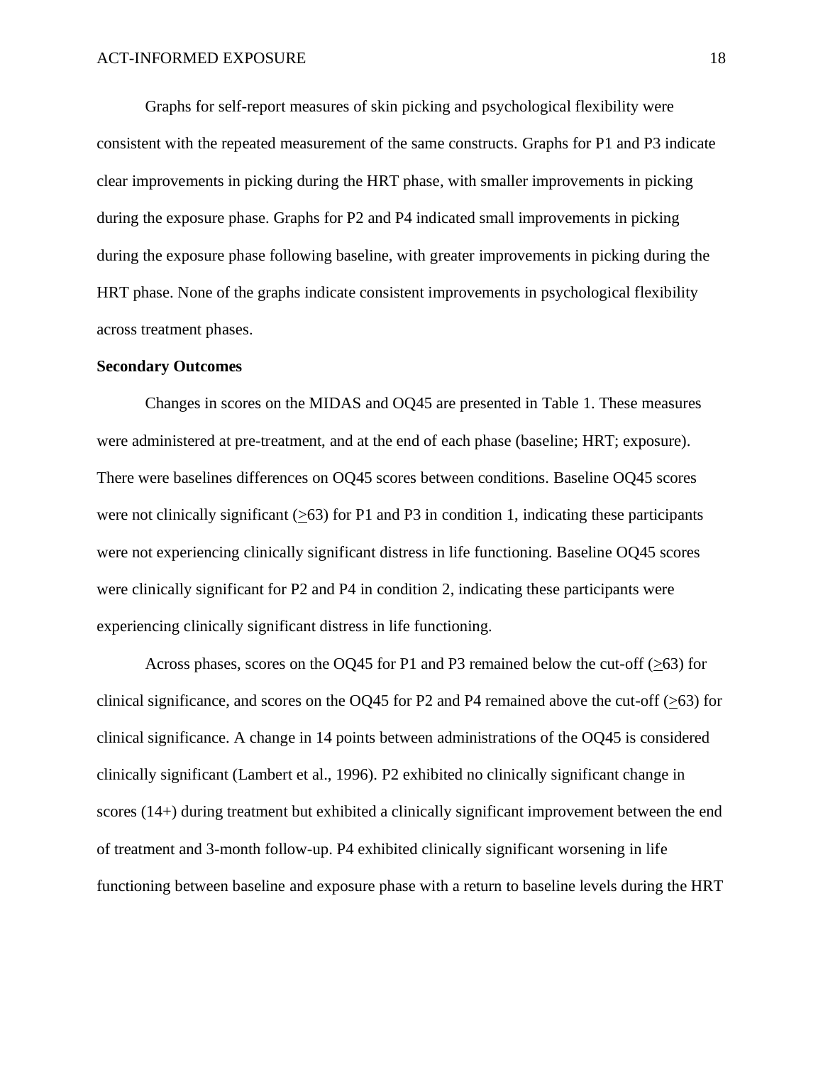Graphs for self-report measures of skin picking and psychological flexibility were consistent with the repeated measurement of the same constructs. Graphs for P1 and P3 indicate clear improvements in picking during the HRT phase, with smaller improvements in picking during the exposure phase. Graphs for P2 and P4 indicated small improvements in picking during the exposure phase following baseline, with greater improvements in picking during the HRT phase. None of the graphs indicate consistent improvements in psychological flexibility across treatment phases.

**Secondary Outcomes**

Changes in scores on the MIDAS and OQ45 are presented in Table 1. These measures were administered at pre-treatment, and at the end of each phase (baseline; HRT; exposure). There were baselines differences on OQ45 scores between conditions. Baseline OQ45 scores were not clinically significant ($\geq$63) for P1 and P3 in condition 1, indicating these participants were not experiencing clinically significant distress in life functioning. Baseline OQ45 scores were clinically significant for P2 and P4 in condition 2, indicating these participants were experiencing clinically significant distress in life functioning.

Across phases, scores on the OQ45 for P1 and P3 remained below the cut-off ($\geq$63) for clinical significance, and scores on the OQ45 for P2 and P4 remained above the cut-off ($\geq$63) for clinical significance. A change in 14 points between administrations of the OQ45 is considered clinically significant (Lambert et al., 1996). P2 exhibited no clinically significant change in scores (14+) during treatment but exhibited a clinically significant improvement between the end of treatment and 3-month follow-up. P4 exhibited clinically significant worsening in life functioning between baseline and exposure phase with a return to baseline levels during the HRT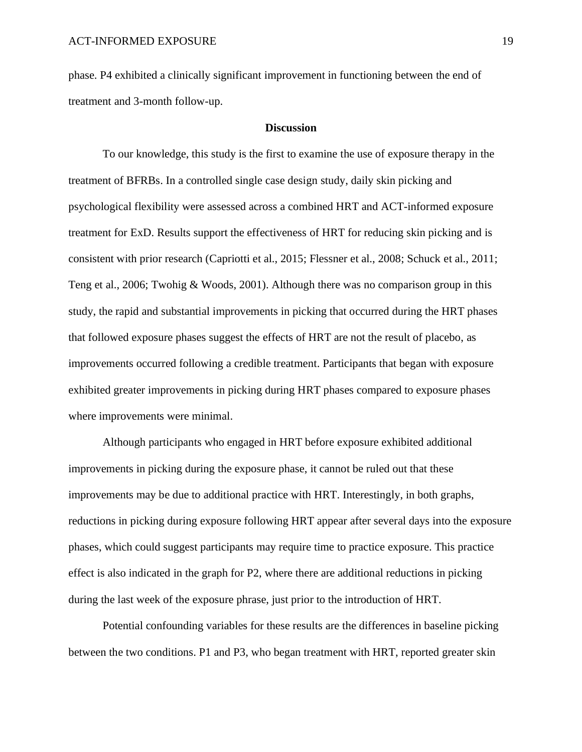phase. P4 exhibited a clinically significant improvement in functioning between the end of treatment and 3-month follow-up.

## Discussion

To our knowledge, this study is the first to examine the use of exposure therapy in the treatment of BFRBs. In a controlled single case design study, daily skin picking and psychological flexibility were assessed across a combined HRT and ACT-informed exposure treatment for ExD. Results support the effectiveness of HRT for reducing skin picking and is consistent with prior research (Capriotti et al., 2015; Flessner et al., 2008; Schuck et al., 2011; Teng et al., 2006; Twohig & Woods, 2001). Although there was no comparison group in this study, the rapid and substantial improvements in picking that occurred during the HRT phases that followed exposure phases suggest the effects of HRT are not the result of placebo, as improvements occurred following a credible treatment. Participants that began with exposure exhibited greater improvements in picking during HRT phases compared to exposure phases where improvements were minimal.

Although participants who engaged in HRT before exposure exhibited additional improvements in picking during the exposure phase, it cannot be ruled out that these improvements may be due to additional practice with HRT. Interestingly, in both graphs, reductions in picking during exposure following HRT appear after several days into the exposure phases, which could suggest participants may require time to practice exposure. This practice effect is also indicated in the graph for P2, where there are additional reductions in picking during the last week of the exposure phrase, just prior to the introduction of HRT.

Potential confounding variables for these results are the differences in baseline picking between the two conditions. P1 and P3, who began treatment with HRT, reported greater skin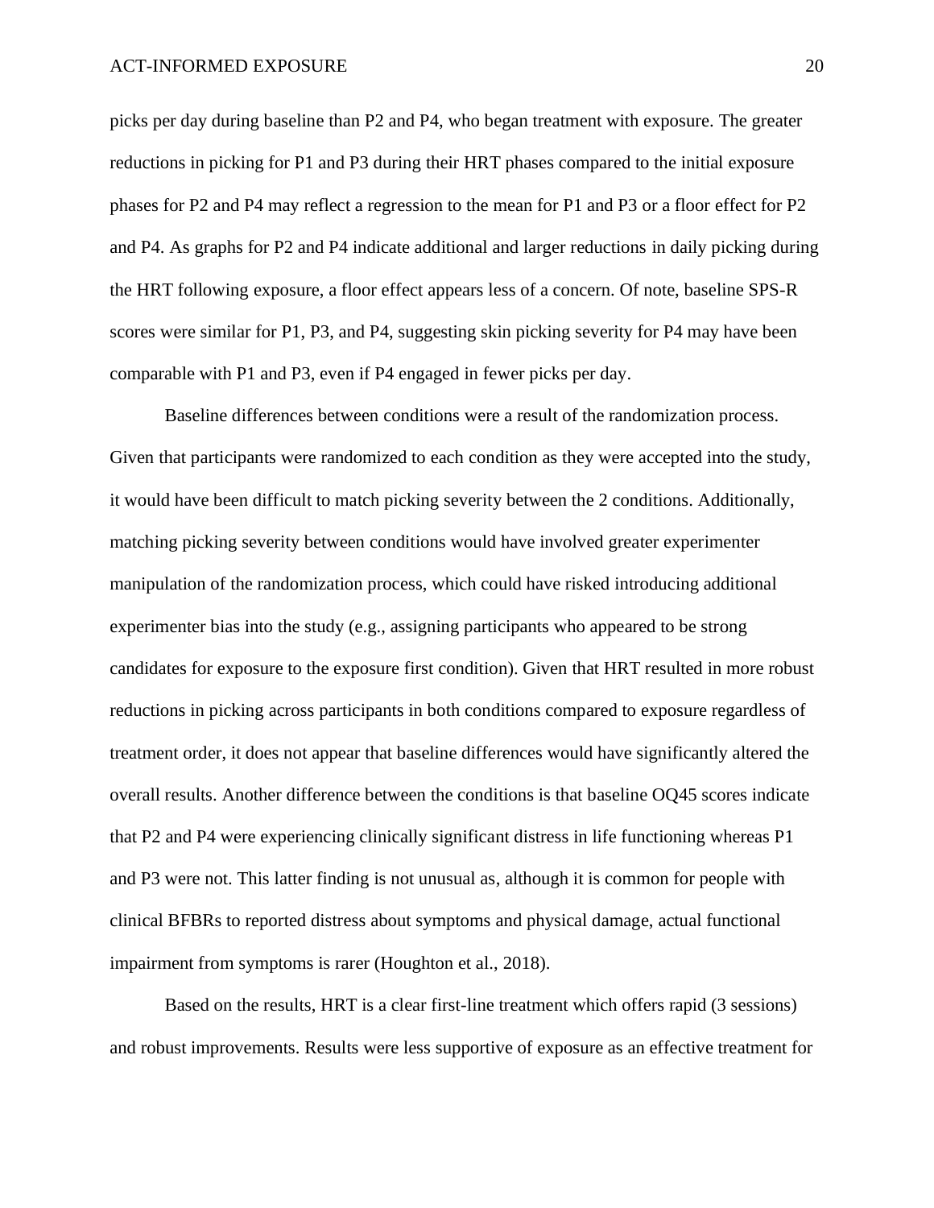picks per day during baseline than P2 and P4, who began treatment with exposure. The greater reductions in picking for P1 and P3 during their HRT phases compared to the initial exposure phases for P2 and P4 may reflect a regression to the mean for P1 and P3 or a floor effect for P2 and P4. As graphs for P2 and P4 indicate additional and larger reductions in daily picking during the HRT following exposure, a floor effect appears less of a concern. Of note, baseline SPS-R scores were similar for P1, P3, and P4, suggesting skin picking severity for P4 may have been comparable with P1 and P3, even if P4 engaged in fewer picks per day.

Baseline differences between conditions were a result of the randomization process. Given that participants were randomized to each condition as they were accepted into the study, it would have been difficult to match picking severity between the 2 conditions. Additionally, matching picking severity between conditions would have involved greater experimenter manipulation of the randomization process, which could have risked introducing additional experimenter bias into the study (e.g., assigning participants who appeared to be strong candidates for exposure to the exposure first condition). Given that HRT resulted in more robust reductions in picking across participants in both conditions compared to exposure regardless of treatment order, it does not appear that baseline differences would have significantly altered the overall results. Another difference between the conditions is that baseline OQ45 scores indicate that P2 and P4 were experiencing clinically significant distress in life functioning whereas P1 and P3 were not. This latter finding is not unusual as, although it is common for people with clinical BFBRs to reported distress about symptoms and physical damage, actual functional impairment from symptoms is rarer (Houghton et al., 2018).

Based on the results, HRT is a clear first-line treatment which offers rapid (3 sessions) and robust improvements. Results were less supportive of exposure as an effective treatment for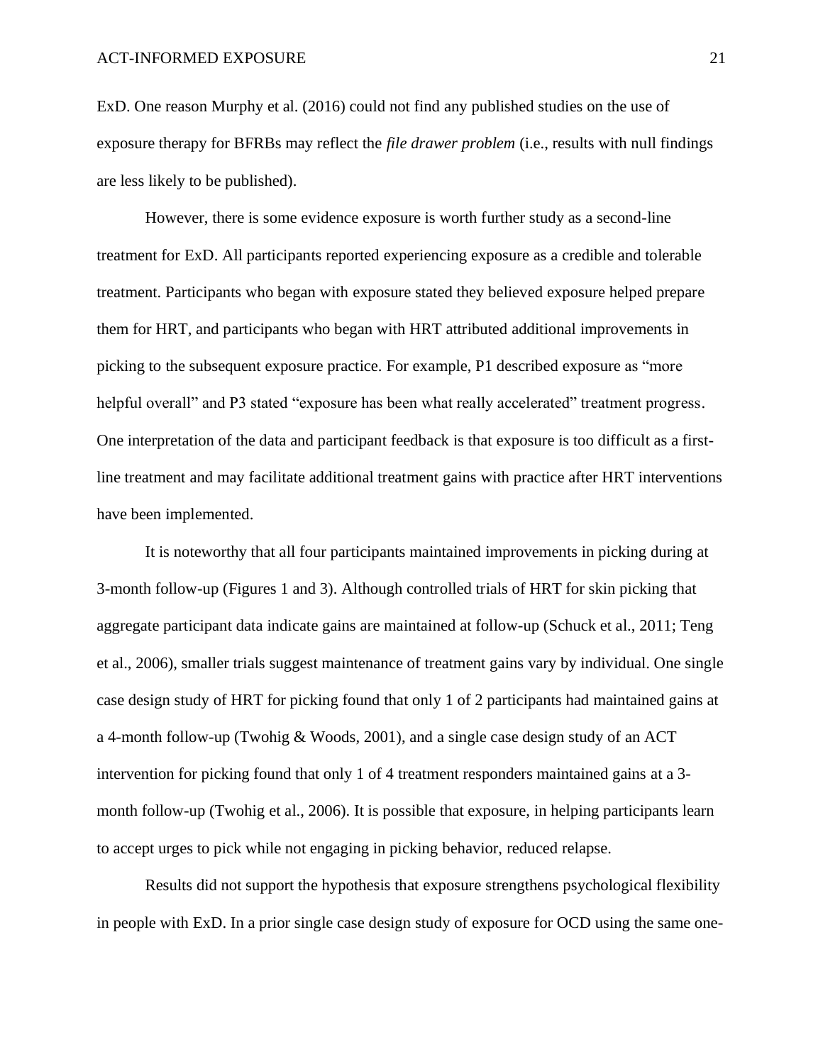ExD. One reason Murphy et al. (2016) could not find any published studies on the use of exposure therapy for BFRBs may reflect the *file drawer problem* (i.e., results with null findings are less likely to be published).

However, there is some evidence exposure is worth further study as a second-line treatment for ExD. All participants reported experiencing exposure as a credible and tolerable treatment. Participants who began with exposure stated they believed exposure helped prepare them for HRT, and participants who began with HRT attributed additional improvements in picking to the subsequent exposure practice. For example, P1 described exposure as "more helpful overall" and P3 stated "exposure has been what really accelerated" treatment progress. One interpretation of the data and participant feedback is that exposure is too difficult as a first-line treatment and may facilitate additional treatment gains with practice after HRT interventions have been implemented.

It is noteworthy that all four participants maintained improvements in picking during at 3-month follow-up (Figures 1 and 3). Although controlled trials of HRT for skin picking that aggregate participant data indicate gains are maintained at follow-up (Schuck et al., 2011; Teng et al., 2006), smaller trials suggest maintenance of treatment gains vary by individual. One single case design study of HRT for picking found that only 1 of 2 participants had maintained gains at a 4-month follow-up (Twohig & Woods, 2001), and a single case design study of an ACT intervention for picking found that only 1 of 4 treatment responders maintained gains at a 3-month follow-up (Twohig et al., 2006). It is possible that exposure, in helping participants learn to accept urges to pick while not engaging in picking behavior, reduced relapse.

Results did not support the hypothesis that exposure strengthens psychological flexibility in people with ExD. In a prior single case design study of exposure for OCD using the same one-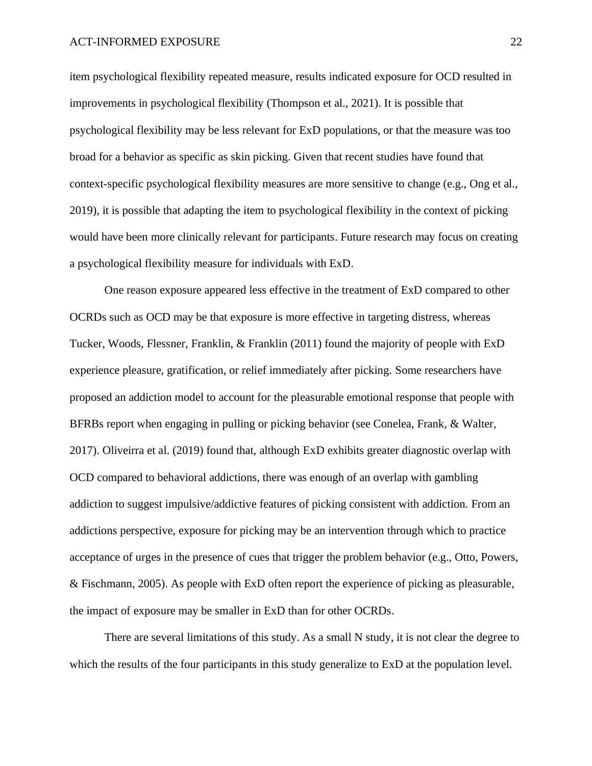item psychological flexibility repeated measure, results indicated exposure for OCD resulted in improvements in psychological flexibility (Thompson et al., 2021). It is possible that psychological flexibility may be less relevant for ExD populations, or that the measure was too broad for a behavior as specific as skin picking. Given that recent studies have found that context-specific psychological flexibility measures are more sensitive to change (e.g., Ong et al., 2019), it is possible that adapting the item to psychological flexibility in the context of picking would have been more clinically relevant for participants. Future research may focus on creating a psychological flexibility measure for individuals with ExD.

One reason exposure appeared less effective in the treatment of ExD compared to other OCRDs such as OCD may be that exposure is more effective in targeting distress, whereas Tucker, Woods, Flessner, Franklin, & Franklin (2011) found the majority of people with ExD experience pleasure, gratification, or relief immediately after picking. Some researchers have proposed an addiction model to account for the pleasurable emotional response that people with BFRBs report when engaging in pulling or picking behavior (see Conelea, Frank, & Walter, 2017). Oliveirra et al. (2019) found that, although ExD exhibits greater diagnostic overlap with OCD compared to behavioral addictions, there was enough of an overlap with gambling addiction to suggest impulsive/addictive features of picking consistent with addiction. From an addictions perspective, exposure for picking may be an intervention through which to practice acceptance of urges in the presence of cues that trigger the problem behavior (e.g., Otto, Powers, & Fischmann, 2005). As people with ExD often report the experience of picking as pleasurable, the impact of exposure may be smaller in ExD than for other OCRDs.

There are several limitations of this study. As a small N study, it is not clear the degree to which the results of the four participants in this study generalize to ExD at the population level.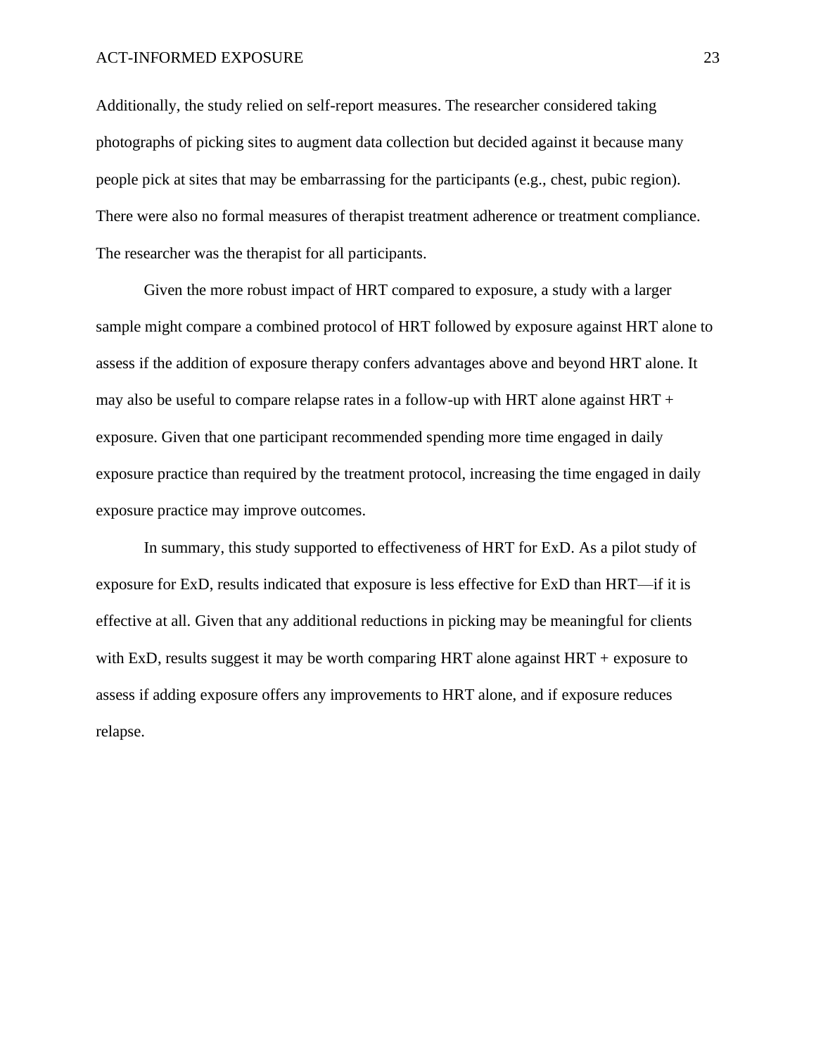Additionally, the study relied on self-report measures. The researcher considered taking photographs of picking sites to augment data collection but decided against it because many people pick at sites that may be embarrassing for the participants (e.g., chest, pubic region). There were also no formal measures of therapist treatment adherence or treatment compliance. The researcher was the therapist for all participants.

Given the more robust impact of HRT compared to exposure, a study with a larger sample might compare a combined protocol of HRT followed by exposure against HRT alone to assess if the addition of exposure therapy confers advantages above and beyond HRT alone. It may also be useful to compare relapse rates in a follow-up with HRT alone against HRT + exposure. Given that one participant recommended spending more time engaged in daily exposure practice than required by the treatment protocol, increasing the time engaged in daily exposure practice may improve outcomes.

In summary, this study supported to effectiveness of HRT for ExD. As a pilot study of exposure for ExD, results indicated that exposure is less effective for ExD than HRT—if it is effective at all. Given that any additional reductions in picking may be meaningful for clients with ExD, results suggest it may be worth comparing HRT alone against HRT + exposure to assess if adding exposure offers any improvements to HRT alone, and if exposure reduces relapse.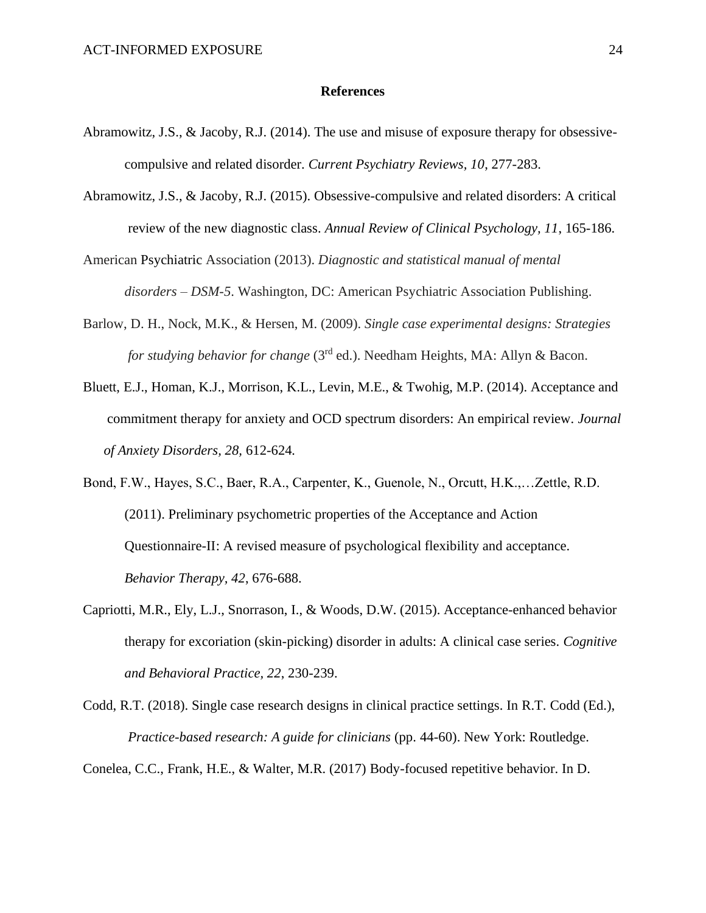# References

Abramowitz, J.S., & Jacoby, R.J. (2014). The use and misuse of exposure therapy for obsessive-compulsive and related disorder. *Current Psychiatry Reviews, 10*, 277-283.

Abramowitz, J.S., & Jacoby, R.J. (2015). Obsessive-compulsive and related disorders: A critical review of the new diagnostic class. *Annual Review of Clinical Psychology, 11*, 165-186.

American Psychiatric Association (2013). *Diagnostic and statistical manual of mental disorders – DSM-5*. Washington, DC: American Psychiatric Association Publishing.

Barlow, D. H., Nock, M.K., & Hersen, M. (2009). *Single case experimental designs: Strategies for studying behavior for change* (3rd ed.). Needham Heights, MA: Allyn & Bacon.

Bluett, E.J., Homan, K.J., Morrison, K.L., Levin, M.E., & Twohig, M.P. (2014). Acceptance and commitment therapy for anxiety and OCD spectrum disorders: An empirical review. *Journal of Anxiety Disorders, 28,* 612-624.

Bond, F.W., Hayes, S.C., Baer, R.A., Carpenter, K., Guenole, N., Orcutt, H.K.,…Zettle, R.D. (2011). Preliminary psychometric properties of the Acceptance and Action Questionnaire-II: A revised measure of psychological flexibility and acceptance. *Behavior Therapy, 42*, 676-688.

Capriotti, M.R., Ely, L.J., Snorrason, I., & Woods, D.W. (2015). Acceptance-enhanced behavior therapy for excoriation (skin-picking) disorder in adults: A clinical case series. *Cognitive and Behavioral Practice, 22*, 230-239.

Codd, R.T. (2018). Single case research designs in clinical practice settings. In R.T. Codd (Ed.), *Practice-based research: A guide for clinicians* (pp. 44-60). New York: Routledge.

Conelea, C.C., Frank, H.E., & Walter, M.R. (2017) Body-focused repetitive behavior. In D.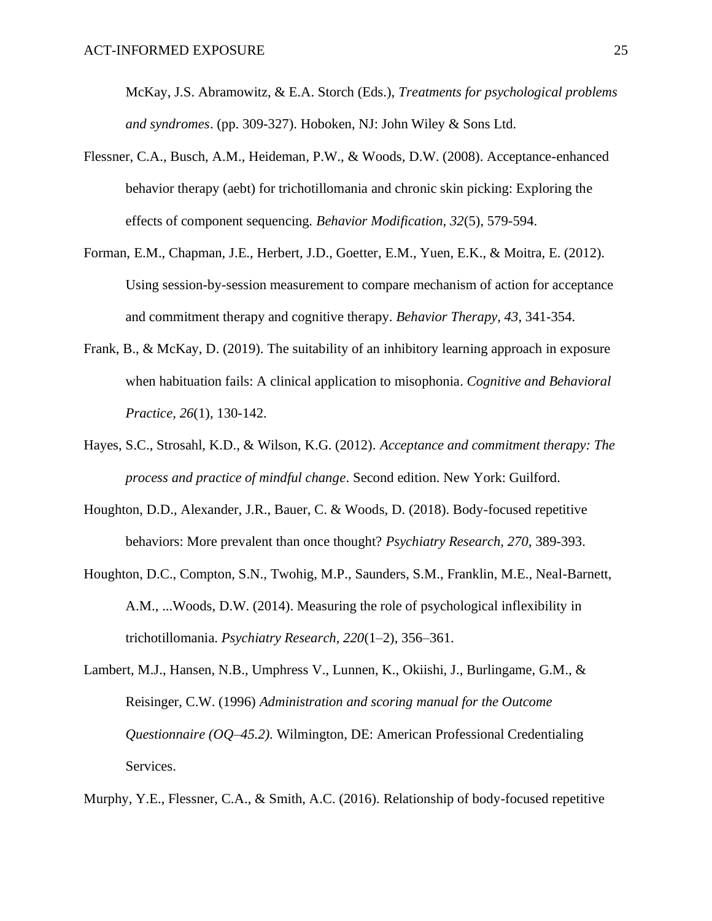McKay, J.S. Abramowitz, & E.A. Storch (Eds.), *Treatments for psychological problems and syndromes*. (pp. 309-327). Hoboken, NJ: John Wiley & Sons Ltd.

Flessner, C.A., Busch, A.M., Heideman, P.W., & Woods, D.W. (2008). Acceptance-enhanced behavior therapy (aebt) for trichotillomania and chronic skin picking: Exploring the effects of component sequencing. *Behavior Modification*, *32*(5), 579-594.

Forman, E.M., Chapman, J.E., Herbert, J.D., Goetter, E.M., Yuen, E.K., & Moitra, E. (2012). Using session-by-session measurement to compare mechanism of action for acceptance and commitment therapy and cognitive therapy. *Behavior Therapy*, *43*, 341-354.

Frank, B., & McKay, D. (2019). The suitability of an inhibitory learning approach in exposure when habituation fails: A clinical application to misophonia. *Cognitive and Behavioral Practice, 26*(1), 130-142.

Hayes, S.C., Strosahl, K.D., & Wilson, K.G. (2012). *Acceptance and commitment therapy: The process and practice of mindful change*. Second edition. New York: Guilford.

Houghton, D.D., Alexander, J.R., Bauer, C. & Woods, D. (2018). Body-focused repetitive behaviors: More prevalent than once thought? *Psychiatry Research*, *270*, 389-393.

Houghton, D.C., Compton, S.N., Twohig, M.P., Saunders, S.M., Franklin, M.E., Neal-Barnett, A.M., ...Woods, D.W. (2014). Measuring the role of psychological inflexibility in trichotillomania. *Psychiatry Research*, *220*(1–2), 356–361.

Lambert, M.J., Hansen, N.B., Umphress V., Lunnen, K., Okiishi, J., Burlingame, G.M., & Reisinger, C.W. (1996) *Administration and scoring manual for the Outcome Questionnaire (OQ–45.2).* Wilmington, DE: American Professional Credentialing Services.

Murphy, Y.E., Flessner, C.A., & Smith, A.C. (2016). Relationship of body-focused repetitive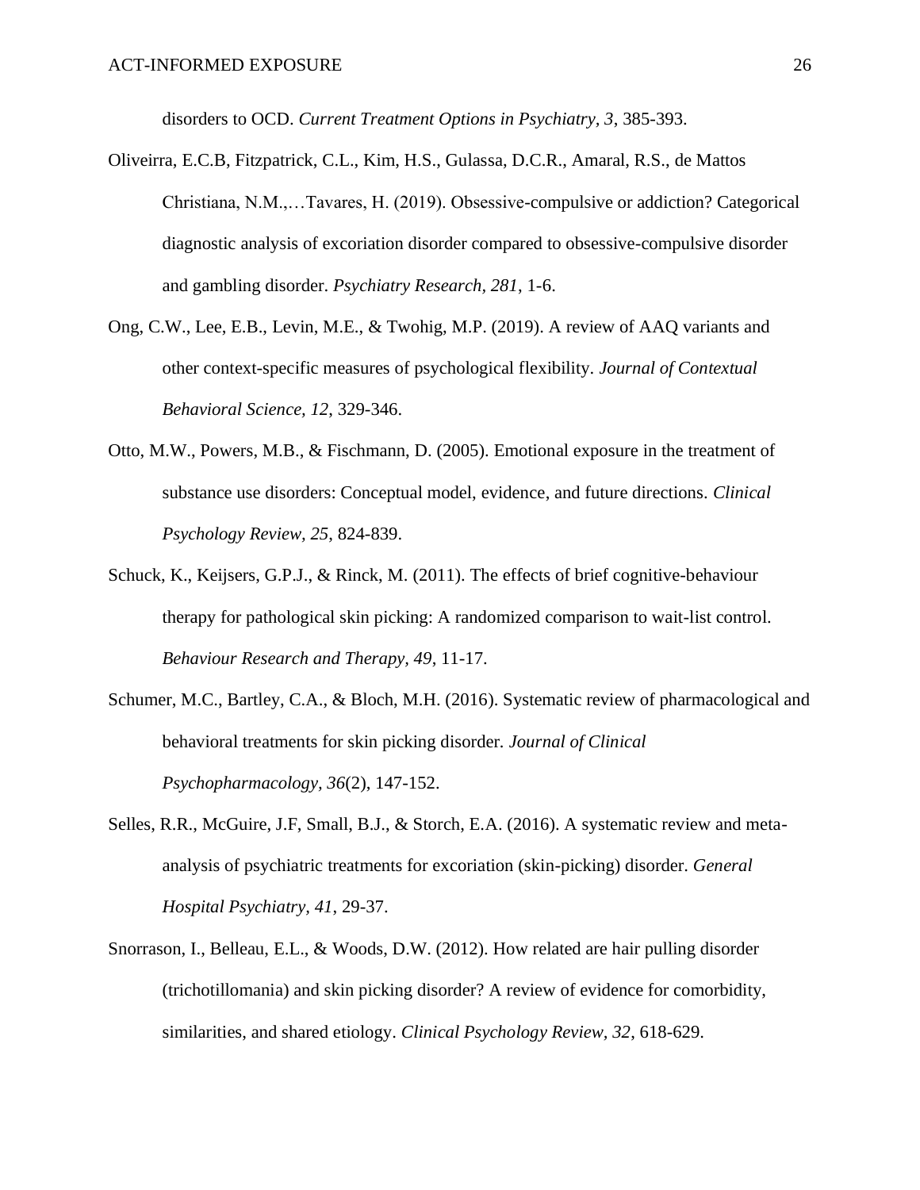disorders to OCD. *Current Treatment Options in Psychiatry, 3*, 385-393.

Oliveirra, E.C.B, Fitzpatrick, C.L., Kim, H.S., Gulassa, D.C.R., Amaral, R.S., de Mattos Christiana, N.M.,…Tavares, H. (2019). Obsessive-compulsive or addiction? Categorical diagnostic analysis of excoriation disorder compared to obsessive-compulsive disorder and gambling disorder. *Psychiatry Research, 281*, 1-6.

Ong, C.W., Lee, E.B., Levin, M.E., & Twohig, M.P. (2019). A review of AAQ variants and other context-specific measures of psychological flexibility. *Journal of Contextual Behavioral Science, 12*, 329-346.

Otto, M.W., Powers, M.B., & Fischmann, D. (2005). Emotional exposure in the treatment of substance use disorders: Conceptual model, evidence, and future directions. *Clinical Psychology Review, 25*, 824-839.

Schuck, K., Keijsers, G.P.J., & Rinck, M. (2011). The effects of brief cognitive-behaviour therapy for pathological skin picking: A randomized comparison to wait-list control. *Behaviour Research and Therapy, 49*, 11-17.

Schumer, M.C., Bartley, C.A., & Bloch, M.H. (2016). Systematic review of pharmacological and behavioral treatments for skin picking disorder. *Journal of Clinical Psychopharmacology, 36*(2), 147-152.

Selles, R.R., McGuire, J.F, Small, B.J., & Storch, E.A. (2016). A systematic review and meta-analysis of psychiatric treatments for excoriation (skin-picking) disorder. *General Hospital Psychiatry, 41*, 29-37.

Snorrason, I., Belleau, E.L., & Woods, D.W. (2012). How related are hair pulling disorder (trichotillomania) and skin picking disorder? A review of evidence for comorbidity, similarities, and shared etiology. *Clinical Psychology Review, 32*, 618-629.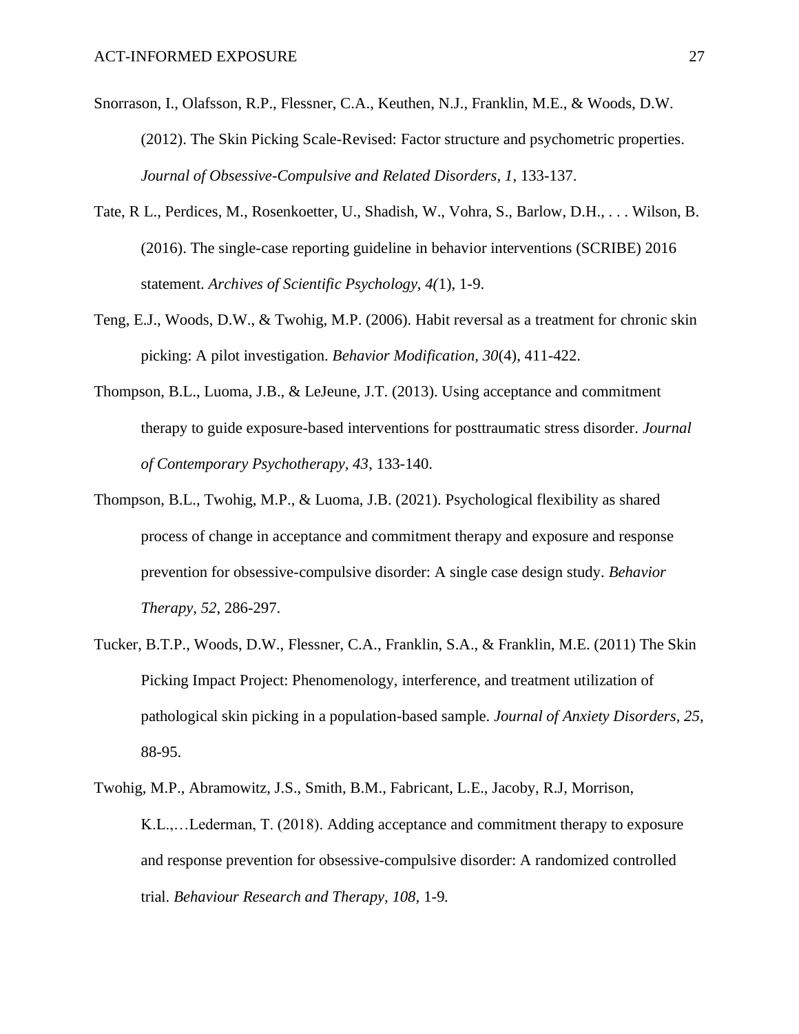Snorrason, I., Olafsson, R.P., Flessner, C.A., Keuthen, N.J., Franklin, M.E., & Woods, D.W. (2012). The Skin Picking Scale-Revised: Factor structure and psychometric properties. *Journal of Obsessive-Compulsive and Related Disorders, 1*, 133-137.

Tate, R L., Perdices, M., Rosenkoetter, U., Shadish, W., Vohra, S., Barlow, D.H., . . . Wilson, B. (2016). The single-case reporting guideline in behavior interventions (SCRIBE) 2016 statement. *Archives of Scientific Psychology, 4(*1), 1-9.

Teng, E.J., Woods, D.W., & Twohig, M.P. (2006). Habit reversal as a treatment for chronic skin picking: A pilot investigation. *Behavior Modification, 30*(4), 411-422.

Thompson, B.L., Luoma, J.B., & LeJeune, J.T. (2013). Using acceptance and commitment therapy to guide exposure-based interventions for posttraumatic stress disorder. *Journal of Contemporary Psychotherapy, 43*, 133-140.

Thompson, B.L., Twohig, M.P., & Luoma, J.B. (2021). Psychological flexibility as shared process of change in acceptance and commitment therapy and exposure and response prevention for obsessive-compulsive disorder: A single case design study. *Behavior Therapy, 52*, 286-297.

Tucker, B.T.P., Woods, D.W., Flessner, C.A., Franklin, S.A., & Franklin, M.E. (2011) The Skin Picking Impact Project: Phenomenology, interference, and treatment utilization of pathological skin picking in a population-based sample. *Journal of Anxiety Disorders, 25*, 88-95.

Twohig, M.P., Abramowitz, J.S., Smith, B.M., Fabricant, L.E., Jacoby, R.J, Morrison, K.L.,…Lederman, T. (2018). Adding acceptance and commitment therapy to exposure and response prevention for obsessive-compulsive disorder: A randomized controlled trial. *Behaviour Research and Therapy, 108,* 1-9.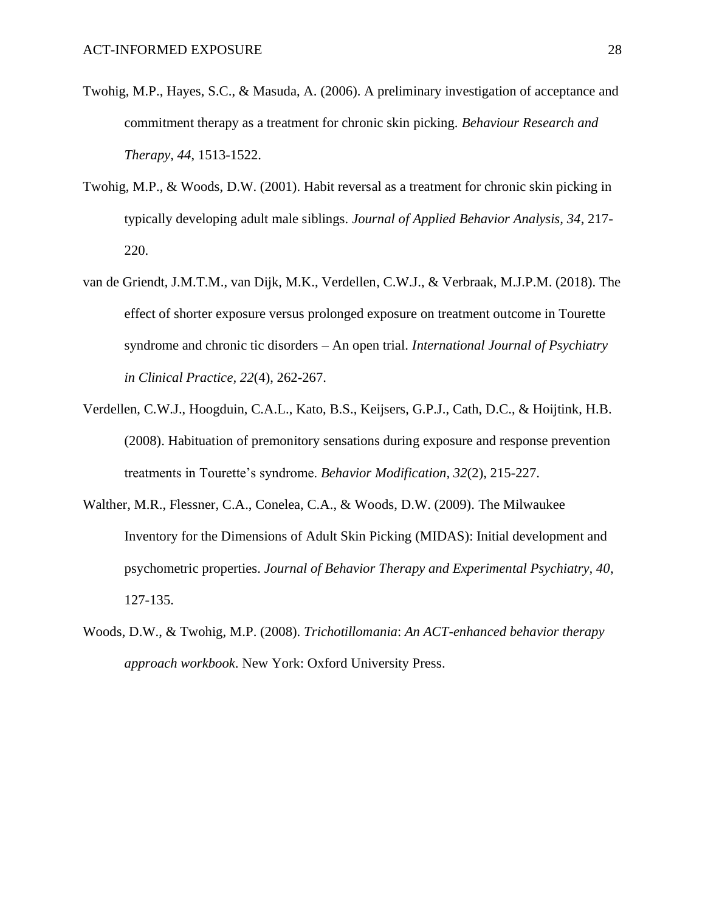Twohig, M.P., Hayes, S.C., & Masuda, A. (2006). A preliminary investigation of acceptance and commitment therapy as a treatment for chronic skin picking. *Behaviour Research and Therapy, 44*, 1513-1522.

Twohig, M.P., & Woods, D.W. (2001). Habit reversal as a treatment for chronic skin picking in typically developing adult male siblings. *Journal of Applied Behavior Analysis, 34*, 217-220.

van de Griendt, J.M.T.M., van Dijk, M.K., Verdellen, C.W.J., & Verbraak, M.J.P.M. (2018). The effect of shorter exposure versus prolonged exposure on treatment outcome in Tourette syndrome and chronic tic disorders – An open trial. *International Journal of Psychiatry in Clinical Practice, 22*(4), 262-267.

Verdellen, C.W.J., Hoogduin, C.A.L., Kato, B.S., Keijsers, G.P.J., Cath, D.C., & Hoijtink, H.B. (2008). Habituation of premonitory sensations during exposure and response prevention treatments in Tourette's syndrome. *Behavior Modification, 32*(2), 215-227.

Walther, M.R., Flessner, C.A., Conelea, C.A., & Woods, D.W. (2009). The Milwaukee Inventory for the Dimensions of Adult Skin Picking (MIDAS): Initial development and psychometric properties. *Journal of Behavior Therapy and Experimental Psychiatry, 40*, 127-135.

Woods, D.W., & Twohig, M.P. (2008). *Trichotillomania*: *An ACT-enhanced behavior therapy approach workbook*. New York: Oxford University Press.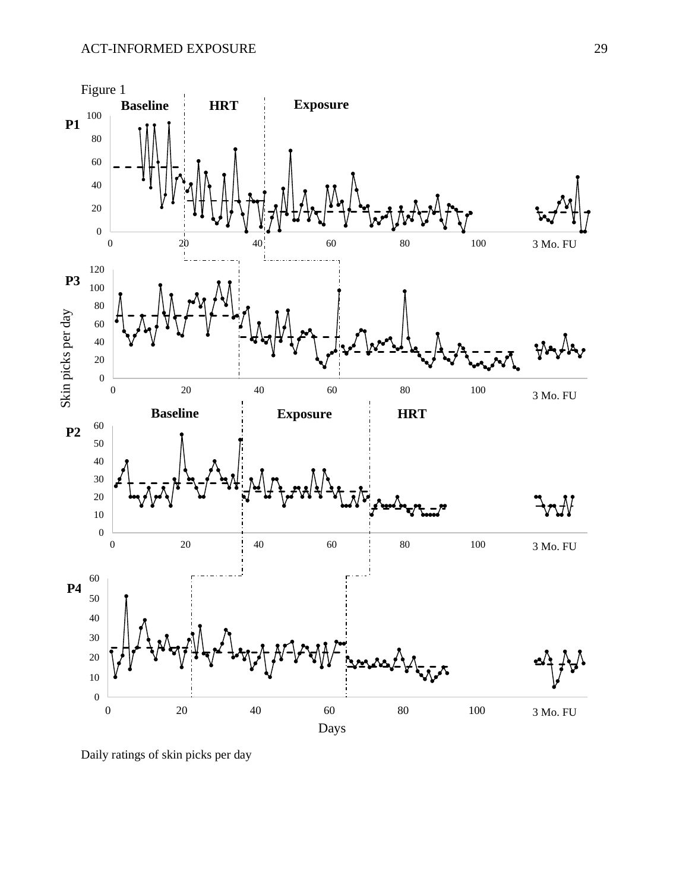Figure 1

Daily ratings of skin picks per day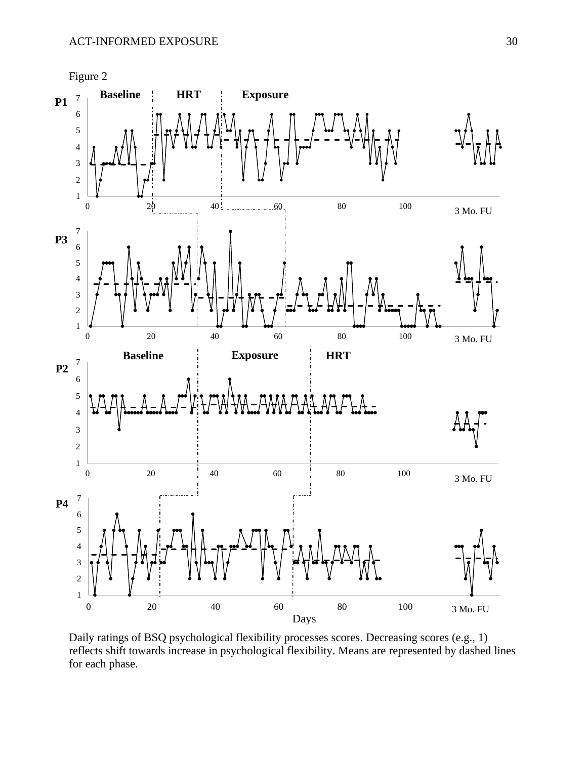Figure 2

Daily ratings of BSQ psychological flexibility processes scores. Decreasing scores (e.g., 1) reflects shift towards increase in psychological flexibility. Means are represented by dashed lines for each phase.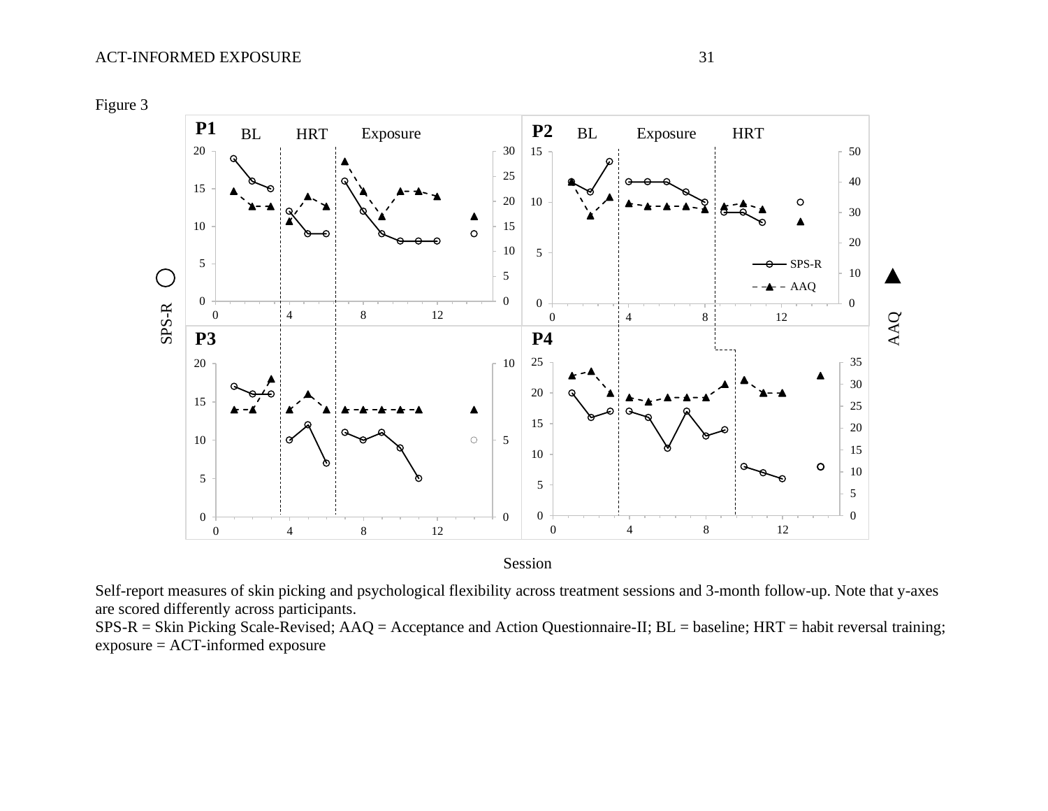Figure 3

Self-report measures of skin picking and psychological flexibility across treatment sessions and 3-month follow-up. Note that y-axes are scored differently across participants.

SPS-R = Skin Picking Scale-Revised; AAQ = Acceptance and Action Questionnaire-II; BL = baseline; HRT = habit reversal training; exposure = ACT-informed exposure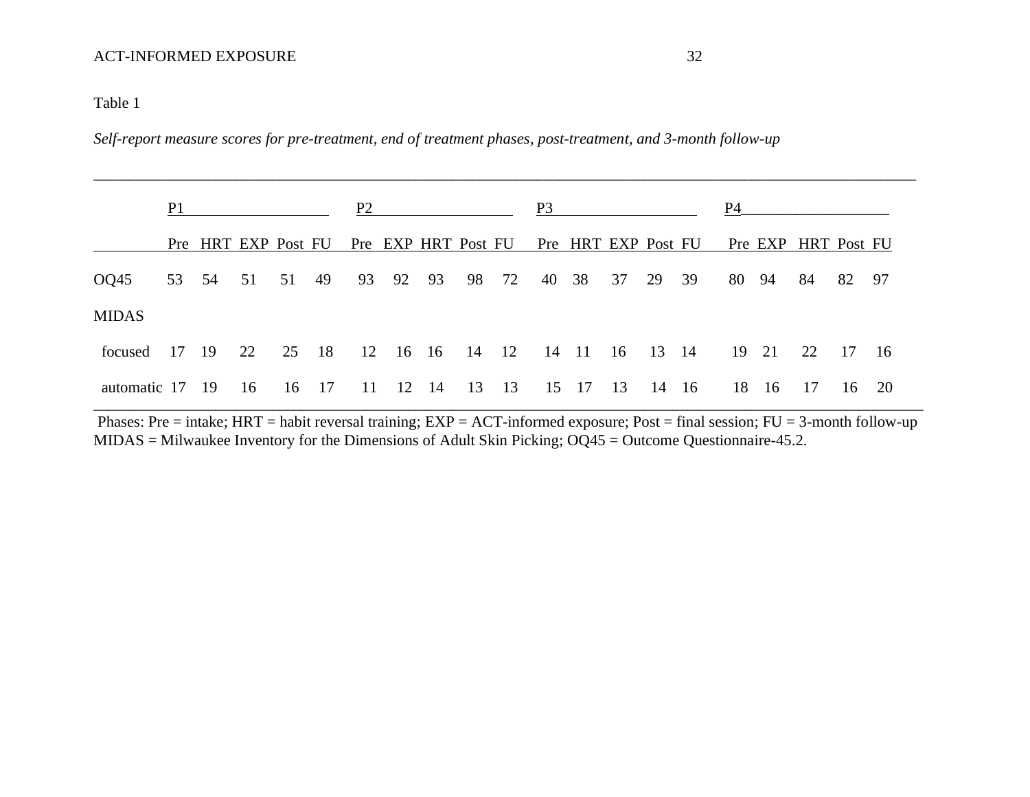Table 1

*Self-report measure scores for pre-treatment, end of treatment phases, post-treatment, and 3-month follow-up*

| | P1 | | | | | P2 | | | | | P3 | | | | | P4 | | | | |
|---|---|---|---|---|---|---|---|---|---|---|---|---|---|---|---|---|---|---|---|---|
| | Pre | HRT | EXP | Post | FU | Pre | EXP | HRT | Post | FU | Pre | HRT | EXP | Post | FU | Pre | EXP | HRT | Post | FU |
| OQ45 | 53 | 54 | 51 | 51 | 49 | 93 | 92 | 93 | 98 | 72 | 40 | 38 | 37 | 29 | 39 | 80 | 94 | 84 | 82 | 97 |
| MIDAS | | | | | | | | | | | | | | | | | | | | |
| focused | 17 | 19 | 22 | 25 | 18 | 12 | 16 | 16 | 14 | 12 | 14 | 11 | 16 | 13 | 14 | 19 | 21 | 22 | 17 | 16 |
| automatic | 17 | 19 | 16 | 16 | 17 | 11 | 12 | 14 | 13 | 13 | 15 | 17 | 13 | 14 | 16 | 18 | 16 | 17 | 16 | 20 |

Phases: Pre = intake; HRT = habit reversal training; EXP = ACT-informed exposure; Post = final session; FU = 3-month follow-up
MIDAS = Milwaukee Inventory for the Dimensions of Adult Skin Picking; OQ45 = Outcome Questionnaire-45.2.